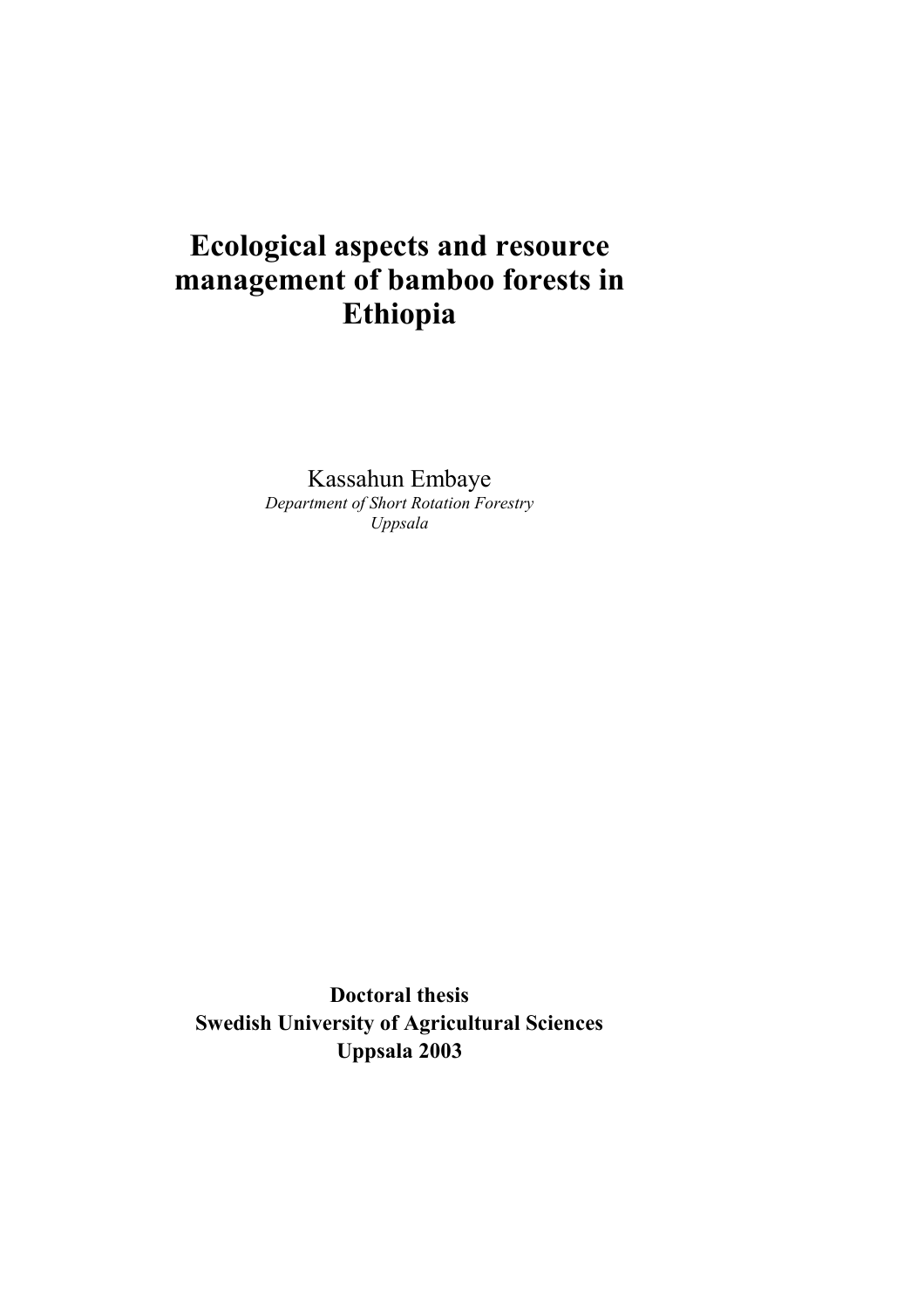# Ecological aspects and resource management of bamboo forests in Ethiopia

Kassahun Embaye

*Department of Short Rotation Forestry*

*Uppsala*

**Doctoral thesis**

**Swedish University of Agricultural Sciences**

**Uppsala 2003**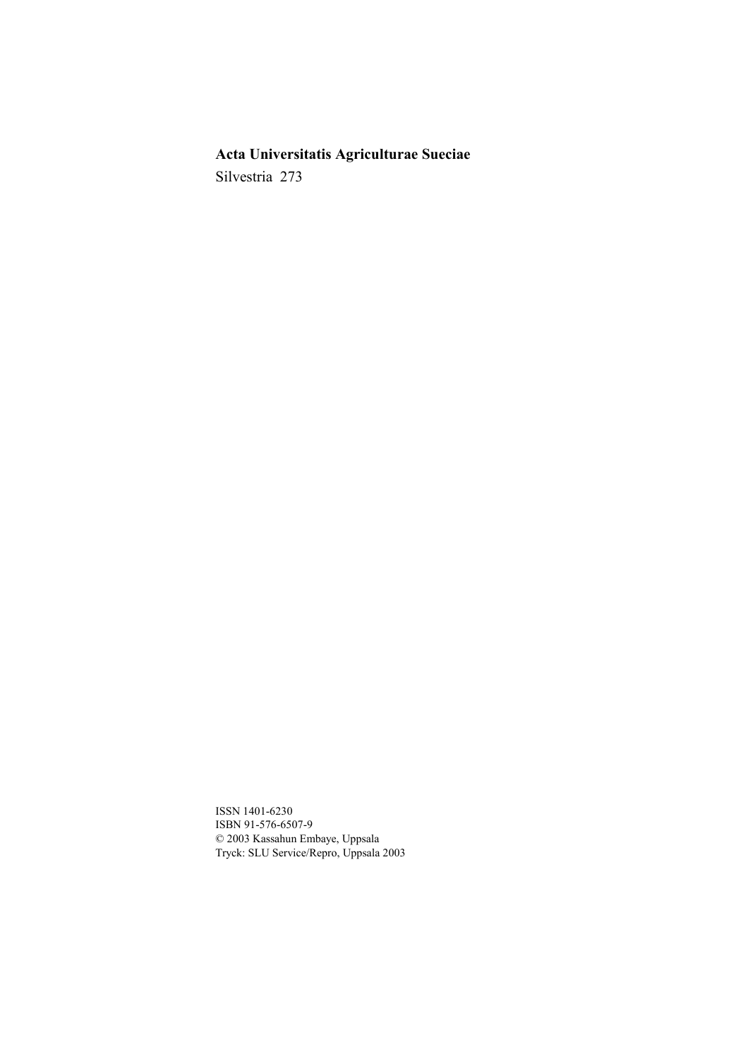**Acta Universitatis Agriculturae Sueciae**

Silvestria 273

ISSN 1401-6230
ISBN 91-576-6507-9
© 2003 Kassahun Embaye, Uppsala
Tryck: SLU Service/Repro, Uppsala 2003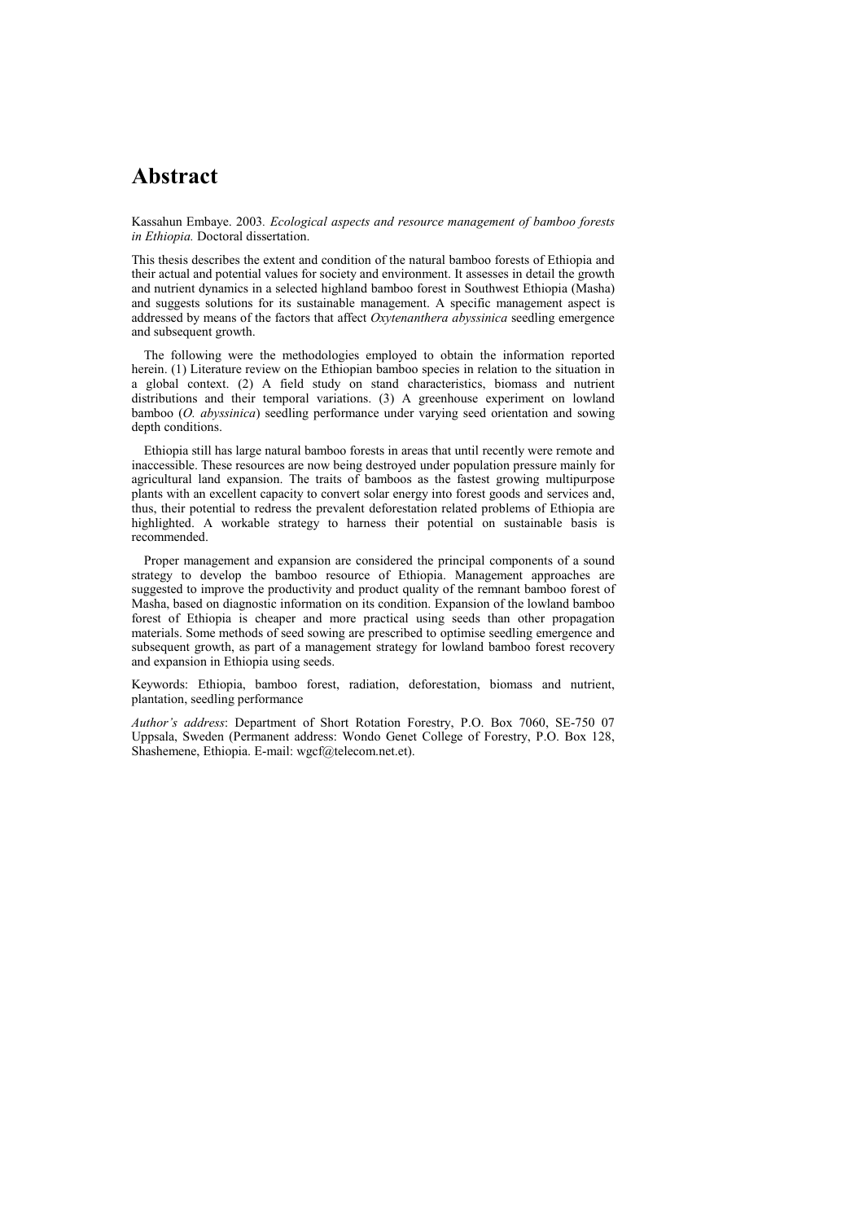# Abstract

Kassahun Embaye. 2003. *Ecological aspects and resource management of bamboo forests in Ethiopia.* Doctoral dissertation.

This thesis describes the extent and condition of the natural bamboo forests of Ethiopia and their actual and potential values for society and environment. It assesses in detail the growth and nutrient dynamics in a selected highland bamboo forest in Southwest Ethiopia (Masha) and suggests solutions for its sustainable management. A specific management aspect is addressed by means of the factors that affect *Oxytenanthera abyssinica* seedling emergence and subsequent growth.

The following were the methodologies employed to obtain the information reported herein. (1) Literature review on the Ethiopian bamboo species in relation to the situation in a global context. (2) A field study on stand characteristics, biomass and nutrient distributions and their temporal variations. (3) A greenhouse experiment on lowland bamboo (*O. abyssinica*) seedling performance under varying seed orientation and sowing depth conditions.

Ethiopia still has large natural bamboo forests in areas that until recently were remote and inaccessible. These resources are now being destroyed under population pressure mainly for agricultural land expansion. The traits of bamboos as the fastest growing multipurpose plants with an excellent capacity to convert solar energy into forest goods and services and, thus, their potential to redress the prevalent deforestation related problems of Ethiopia are highlighted. A workable strategy to harness their potential on sustainable basis is recommended.

Proper management and expansion are considered the principal components of a sound strategy to develop the bamboo resource of Ethiopia. Management approaches are suggested to improve the productivity and product quality of the remnant bamboo forest of Masha, based on diagnostic information on its condition. Expansion of the lowland bamboo forest of Ethiopia is cheaper and more practical using seeds than other propagation materials. Some methods of seed sowing are prescribed to optimise seedling emergence and subsequent growth, as part of a management strategy for lowland bamboo forest recovery and expansion in Ethiopia using seeds.

Keywords: Ethiopia, bamboo forest, radiation, deforestation, biomass and nutrient, plantation, seedling performance

*Author's address*: Department of Short Rotation Forestry, P.O. Box 7060, SE-750 07 Uppsala, Sweden (Permanent address: Wondo Genet College of Forestry, P.O. Box 128, Shashemene, Ethiopia. E-mail: wgcf@telecom.net.et).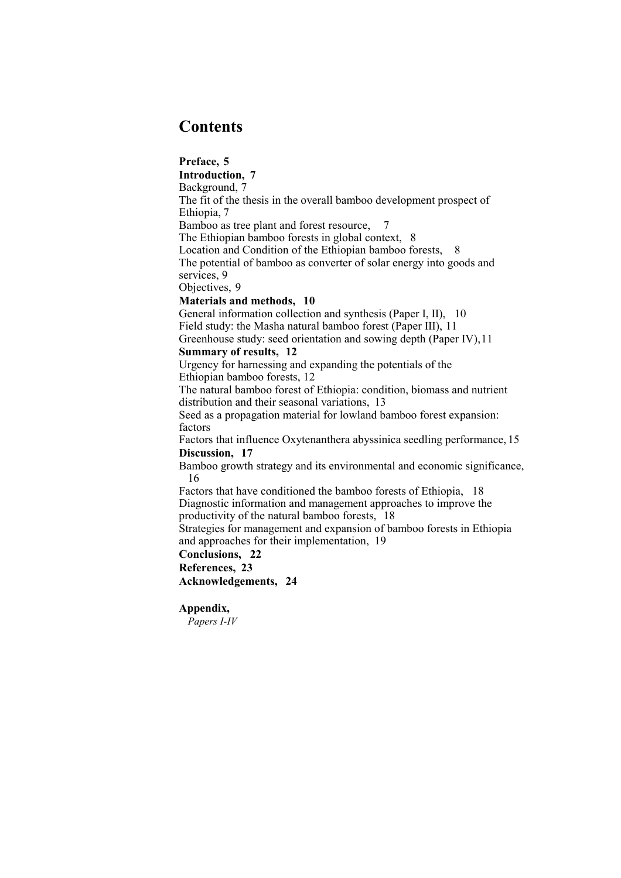# Contents

**Preface, 5**
**Introduction, 7**
Background, 7
The fit of the thesis in the overall bamboo development prospect of Ethiopia, 7
Bamboo as tree plant and forest resource, 7
The Ethiopian bamboo forests in global context, 8
Location and Condition of the Ethiopian bamboo forests, 8
The potential of bamboo as converter of solar energy into goods and services, 9
Objectives, 9
**Materials and methods, 10**
General information collection and synthesis (Paper I, II), 10
Field study: the Masha natural bamboo forest (Paper III), 11
Greenhouse study: seed orientation and sowing depth (Paper IV), 11
**Summary of results, 12**
Urgency for harnessing and expanding the potentials of the Ethiopian bamboo forests, 12
The natural bamboo forest of Ethiopia: condition, biomass and nutrient distribution and their seasonal variations, 13
Seed as a propagation material for lowland bamboo forest expansion: factors
Factors that influence Oxytenanthera abyssinica seedling performance, 15
**Discussion, 17**
Bamboo growth strategy and its environmental and economic significance, 16
Factors that have conditioned the bamboo forests of Ethiopia, 18
Diagnostic information and management approaches to improve the productivity of the natural bamboo forests, 18
Strategies for management and expansion of bamboo forests in Ethiopia and approaches for their implementation, 19
**Conclusions, 22**
**References, 23**
**Acknowledgements, 24**

**Appendix,**
*Papers I-IV*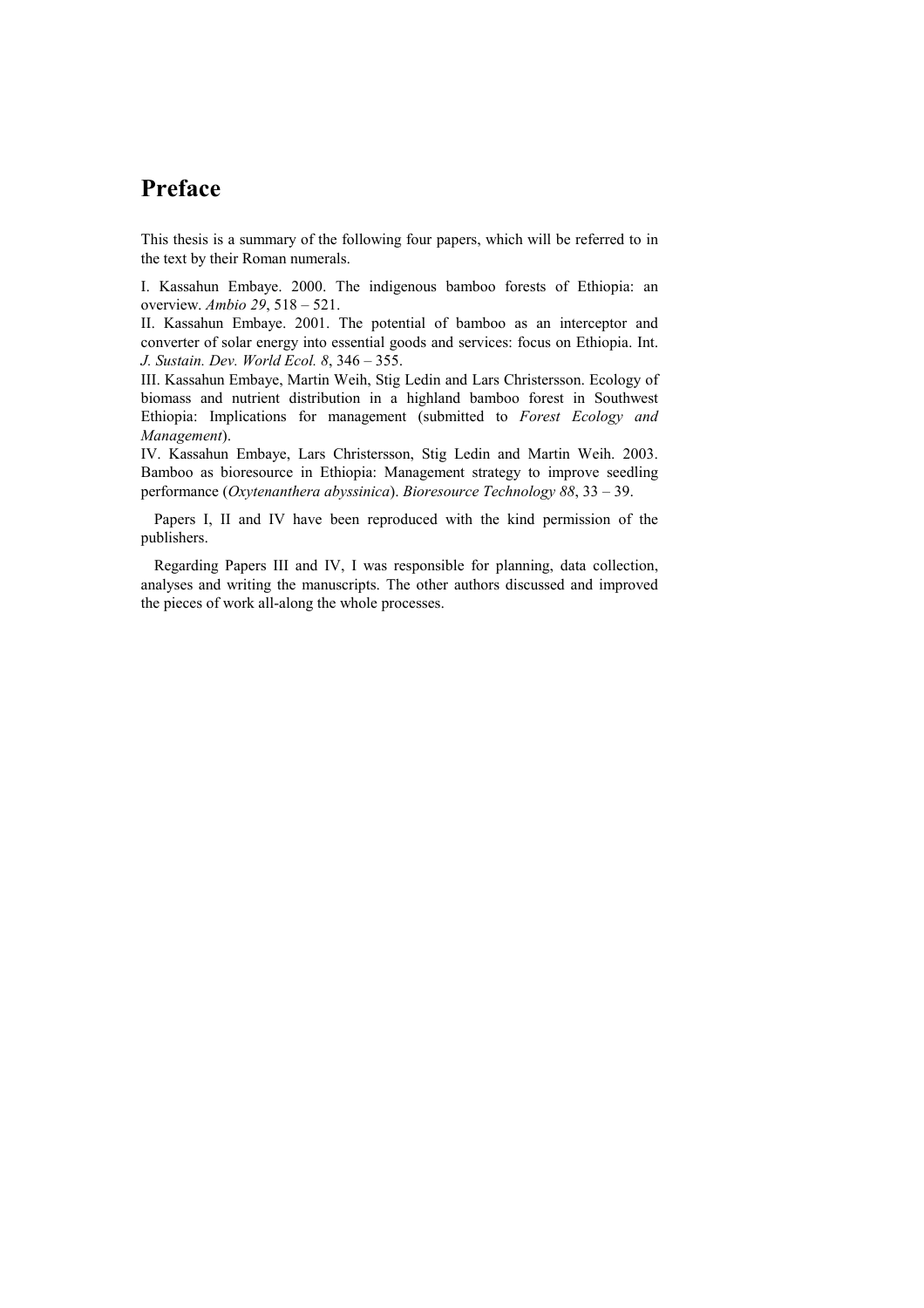# Preface

This thesis is a summary of the following four papers, which will be referred to in the text by their Roman numerals.

I. Kassahun Embaye. 2000. The indigenous bamboo forests of Ethiopia: an overview. *Ambio 29*, 518 – 521.

II. Kassahun Embaye. 2001. The potential of bamboo as an interceptor and converter of solar energy into essential goods and services: focus on Ethiopia. Int. *J. Sustain. Dev. World Ecol. 8*, 346 – 355.

III. Kassahun Embaye, Martin Weih, Stig Ledin and Lars Christersson. Ecology of biomass and nutrient distribution in a highland bamboo forest in Southwest Ethiopia: Implications for management (submitted to *Forest Ecology and Management*).

IV. Kassahun Embaye, Lars Christersson, Stig Ledin and Martin Weih. 2003. Bamboo as bioresource in Ethiopia: Management strategy to improve seedling performance (*Oxytenanthera abyssinica*). *Bioresource Technology 88*, 33 – 39.

Papers I, II and IV have been reproduced with the kind permission of the publishers.

Regarding Papers III and IV, I was responsible for planning, data collection, analyses and writing the manuscripts. The other authors discussed and improved the pieces of work all-along the whole processes.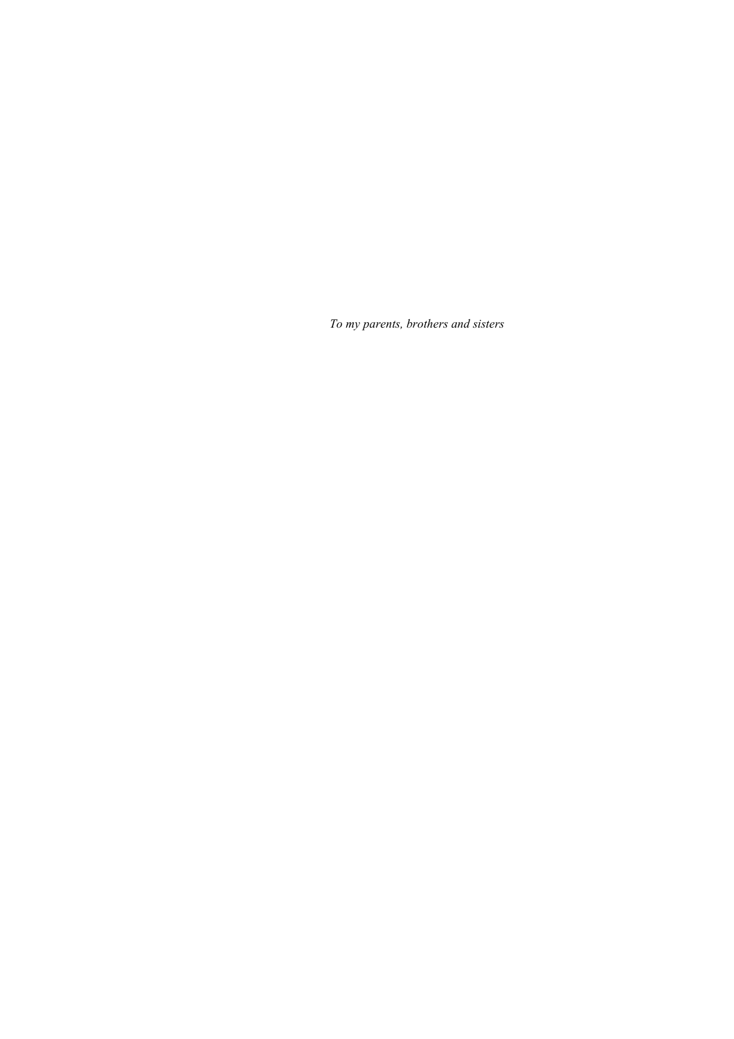*To my parents, brothers and sisters*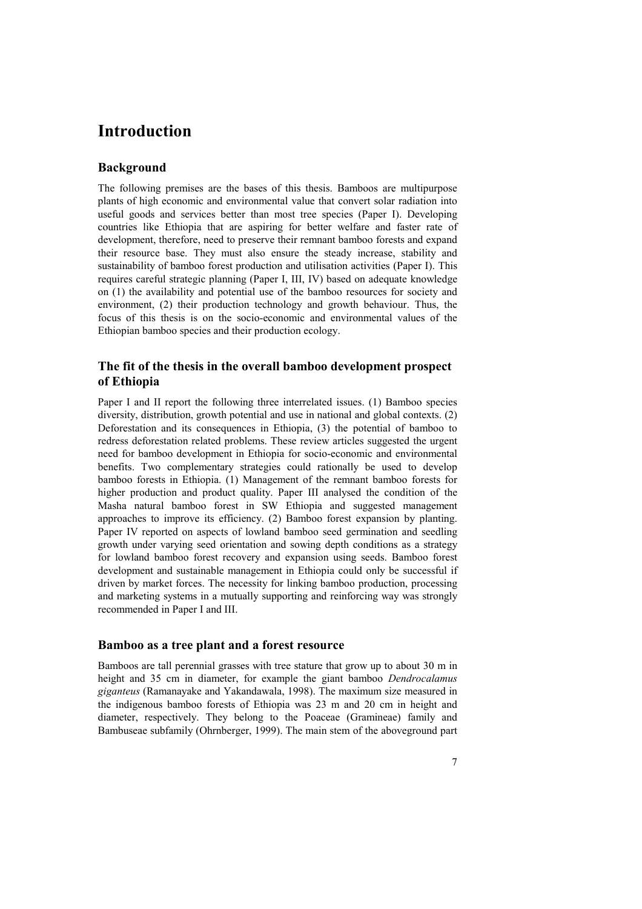# Introduction

## Background

The following premises are the bases of this thesis. Bamboos are multipurpose plants of high economic and environmental value that convert solar radiation into useful goods and services better than most tree species (Paper I). Developing countries like Ethiopia that are aspiring for better welfare and faster rate of development, therefore, need to preserve their remnant bamboo forests and expand their resource base. They must also ensure the steady increase, stability and sustainability of bamboo forest production and utilisation activities (Paper I). This requires careful strategic planning (Paper I, III, IV) based on adequate knowledge on (1) the availability and potential use of the bamboo resources for society and environment, (2) their production technology and growth behaviour. Thus, the focus of this thesis is on the socio-economic and environmental values of the Ethiopian bamboo species and their production ecology.

## The fit of the thesis in the overall bamboo development prospect of Ethiopia

Paper I and II report the following three interrelated issues. (1) Bamboo species diversity, distribution, growth potential and use in national and global contexts. (2) Deforestation and its consequences in Ethiopia, (3) the potential of bamboo to redress deforestation related problems. These review articles suggested the urgent need for bamboo development in Ethiopia for socio-economic and environmental benefits. Two complementary strategies could rationally be used to develop bamboo forests in Ethiopia. (1) Management of the remnant bamboo forests for higher production and product quality. Paper III analysed the condition of the Masha natural bamboo forest in SW Ethiopia and suggested management approaches to improve its efficiency. (2) Bamboo forest expansion by planting. Paper IV reported on aspects of lowland bamboo seed germination and seedling growth under varying seed orientation and sowing depth conditions as a strategy for lowland bamboo forest recovery and expansion using seeds. Bamboo forest development and sustainable management in Ethiopia could only be successful if driven by market forces. The necessity for linking bamboo production, processing and marketing systems in a mutually supporting and reinforcing way was strongly recommended in Paper I and III.

## Bamboo as a tree plant and a forest resource

Bamboos are tall perennial grasses with tree stature that grow up to about 30 m in height and 35 cm in diameter, for example the giant bamboo *Dendrocalamus giganteus* (Ramanayake and Yakandawala, 1998). The maximum size measured in the indigenous bamboo forests of Ethiopia was 23 m and 20 cm in height and diameter, respectively. They belong to the Poaceae (Gramineae) family and Bambuseae subfamily (Ohrnberger, 1999). The main stem of the aboveground part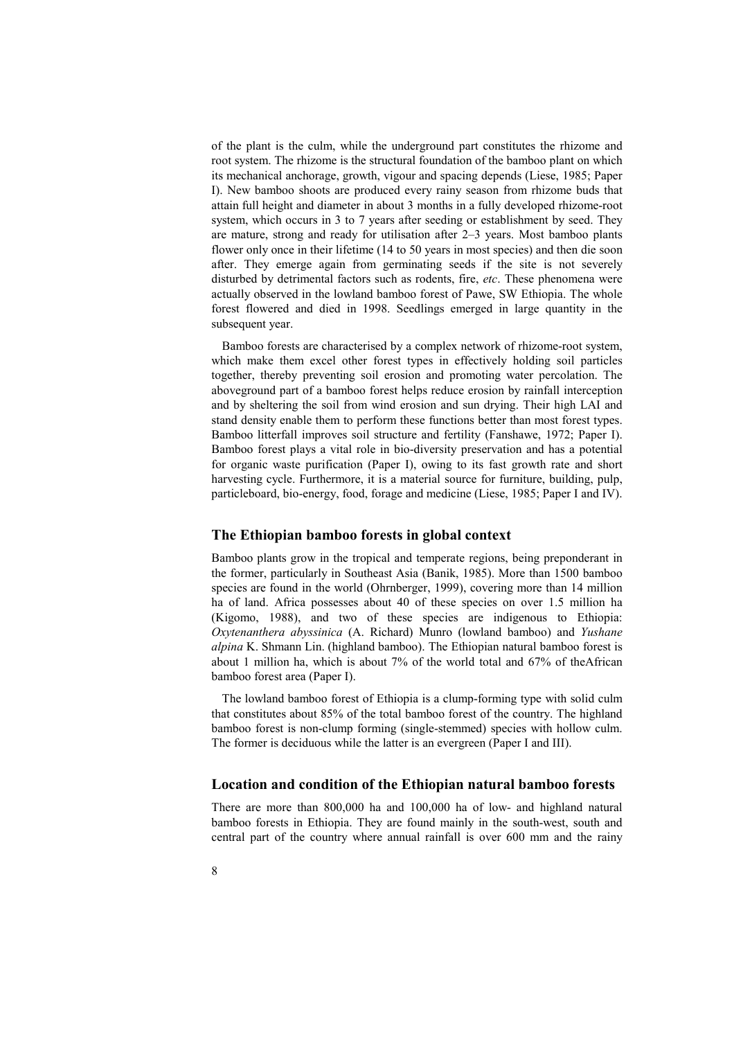of the plant is the culm, while the underground part constitutes the rhizome and root system. The rhizome is the structural foundation of the bamboo plant on which its mechanical anchorage, growth, vigour and spacing depends (Liese, 1985; Paper I). New bamboo shoots are produced every rainy season from rhizome buds that attain full height and diameter in about 3 months in a fully developed rhizome-root system, which occurs in 3 to 7 years after seeding or establishment by seed. They are mature, strong and ready for utilisation after 2–3 years. Most bamboo plants flower only once in their lifetime (14 to 50 years in most species) and then die soon after. They emerge again from germinating seeds if the site is not severely disturbed by detrimental factors such as rodents, fire, *etc*. These phenomena were actually observed in the lowland bamboo forest of Pawe, SW Ethiopia. The whole forest flowered and died in 1998. Seedlings emerged in large quantity in the subsequent year.

Bamboo forests are characterised by a complex network of rhizome-root system, which make them excel other forest types in effectively holding soil particles together, thereby preventing soil erosion and promoting water percolation. The aboveground part of a bamboo forest helps reduce erosion by rainfall interception and by sheltering the soil from wind erosion and sun drying. Their high LAI and stand density enable them to perform these functions better than most forest types. Bamboo litterfall improves soil structure and fertility (Fanshawe, 1972; Paper I). Bamboo forest plays a vital role in bio-diversity preservation and has a potential for organic waste purification (Paper I), owing to its fast growth rate and short harvesting cycle. Furthermore, it is a material source for furniture, building, pulp, particleboard, bio-energy, food, forage and medicine (Liese, 1985; Paper I and IV).

## The Ethiopian bamboo forests in global context

Bamboo plants grow in the tropical and temperate regions, being preponderant in the former, particularly in Southeast Asia (Banik, 1985). More than 1500 bamboo species are found in the world (Ohrnberger, 1999), covering more than 14 million ha of land. Africa possesses about 40 of these species on over 1.5 million ha (Kigomo, 1988), and two of these species are indigenous to Ethiopia: *Oxytenanthera abyssinica* (A. Richard) Munro (lowland bamboo) and *Yushane alpina* K. Shmann Lin. (highland bamboo). The Ethiopian natural bamboo forest is about 1 million ha, which is about 7% of the world total and 67% of theAfrican bamboo forest area (Paper I).

The lowland bamboo forest of Ethiopia is a clump-forming type with solid culm that constitutes about 85% of the total bamboo forest of the country. The highland bamboo forest is non-clump forming (single-stemmed) species with hollow culm. The former is deciduous while the latter is an evergreen (Paper I and III).

## Location and condition of the Ethiopian natural bamboo forests

There are more than 800,000 ha and 100,000 ha of low- and highland natural bamboo forests in Ethiopia. They are found mainly in the south-west, south and central part of the country where annual rainfall is over 600 mm and the rainy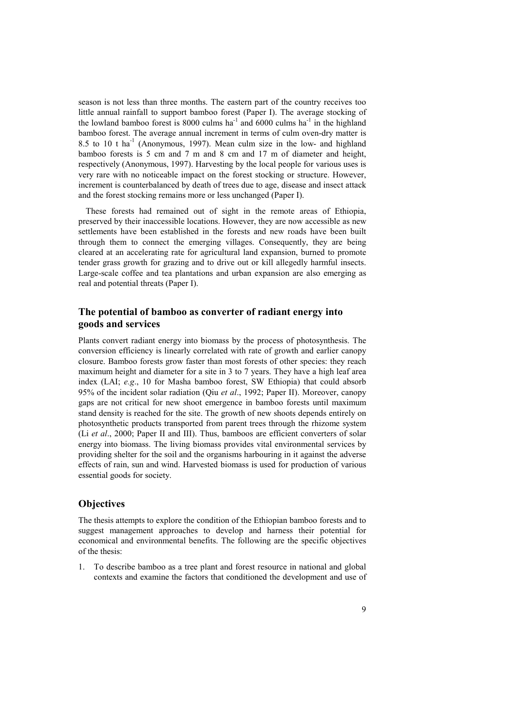season is not less than three months. The eastern part of the country receives too little annual rainfall to support bamboo forest (Paper I). The average stocking of the lowland bamboo forest is 8000 culms $ha^{-1}$ and 6000 culms $ha^{-1}$ in the highland bamboo forest. The average annual increment in terms of culm oven-dry matter is 8.5 to 10 t $ha^{-1}$ (Anonymous, 1997). Mean culm size in the low- and highland bamboo forests is 5 cm and 7 m and 8 cm and 17 m of diameter and height, respectively (Anonymous, 1997). Harvesting by the local people for various uses is very rare with no noticeable impact on the forest stocking or structure. However, increment is counterbalanced by death of trees due to age, disease and insect attack and the forest stocking remains more or less unchanged (Paper I).

These forests had remained out of sight in the remote areas of Ethiopia, preserved by their inaccessible locations. However, they are now accessible as new settlements have been established in the forests and new roads have been built through them to connect the emerging villages. Consequently, they are being cleared at an accelerating rate for agricultural land expansion, burned to promote tender grass growth for grazing and to drive out or kill allegedly harmful insects. Large-scale coffee and tea plantations and urban expansion are also emerging as real and potential threats (Paper I).

## The potential of bamboo as converter of radiant energy into goods and services

Plants convert radiant energy into biomass by the process of photosynthesis. The conversion efficiency is linearly correlated with rate of growth and earlier canopy closure. Bamboo forests grow faster than most forests of other species: they reach maximum height and diameter for a site in 3 to 7 years. They have a high leaf area index (LAI; *e.g*., 10 for Masha bamboo forest, SW Ethiopia) that could absorb 95% of the incident solar radiation (Qiu *et al*., 1992; Paper II). Moreover, canopy gaps are not critical for new shoot emergence in bamboo forests until maximum stand density is reached for the site. The growth of new shoots depends entirely on photosynthetic products transported from parent trees through the rhizome system (Li *et al*., 2000; Paper II and III). Thus, bamboos are efficient converters of solar energy into biomass. The living biomass provides vital environmental services by providing shelter for the soil and the organisms harbouring in it against the adverse effects of rain, sun and wind. Harvested biomass is used for production of various essential goods for society.

## Objectives

The thesis attempts to explore the condition of the Ethiopian bamboo forests and to suggest management approaches to develop and harness their potential for economical and environmental benefits. The following are the specific objectives of the thesis:

1. To describe bamboo as a tree plant and forest resource in national and global contexts and examine the factors that conditioned the development and use of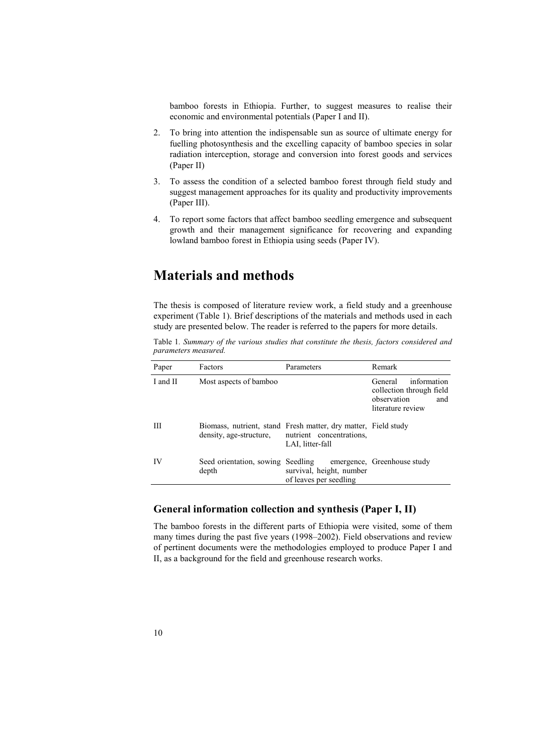bamboo forests in Ethiopia. Further, to suggest measures to realise their economic and environmental potentials (Paper I and II).

2. To bring into attention the indispensable sun as source of ultimate energy for fuelling photosynthesis and the excelling capacity of bamboo species in solar radiation interception, storage and conversion into forest goods and services (Paper II)

3. To assess the condition of a selected bamboo forest through field study and suggest management approaches for its quality and productivity improvements (Paper III).

4. To report some factors that affect bamboo seedling emergence and subsequent growth and their management significance for recovering and expanding lowland bamboo forest in Ethiopia using seeds (Paper IV).

# Materials and methods

The thesis is composed of literature review work, a field study and a greenhouse experiment (Table 1). Brief descriptions of the materials and methods used in each study are presented below. The reader is referred to the papers for more details.

Table 1. *Summary of the various studies that constitute the thesis, factors considered and parameters measured.*

| Paper | Factors | Parameters | Remark |
|---|---|---|---|
| I and II | Most aspects of bamboo | | General information collection through field observation and literature review |
| III | Biomass, nutrient, stand density, age-structure, | Fresh matter, dry matter, nutrient concentrations, LAI, litter-fall | Field study |
| IV | Seed orientation, sowing depth | Seedling emergence, survival, height, number of leaves per seedling | Greenhouse study |

## General information collection and synthesis (Paper I, II)

The bamboo forests in the different parts of Ethiopia were visited, some of them many times during the past five years (1998–2002). Field observations and review of pertinent documents were the methodologies employed to produce Paper I and II, as a background for the field and greenhouse research works.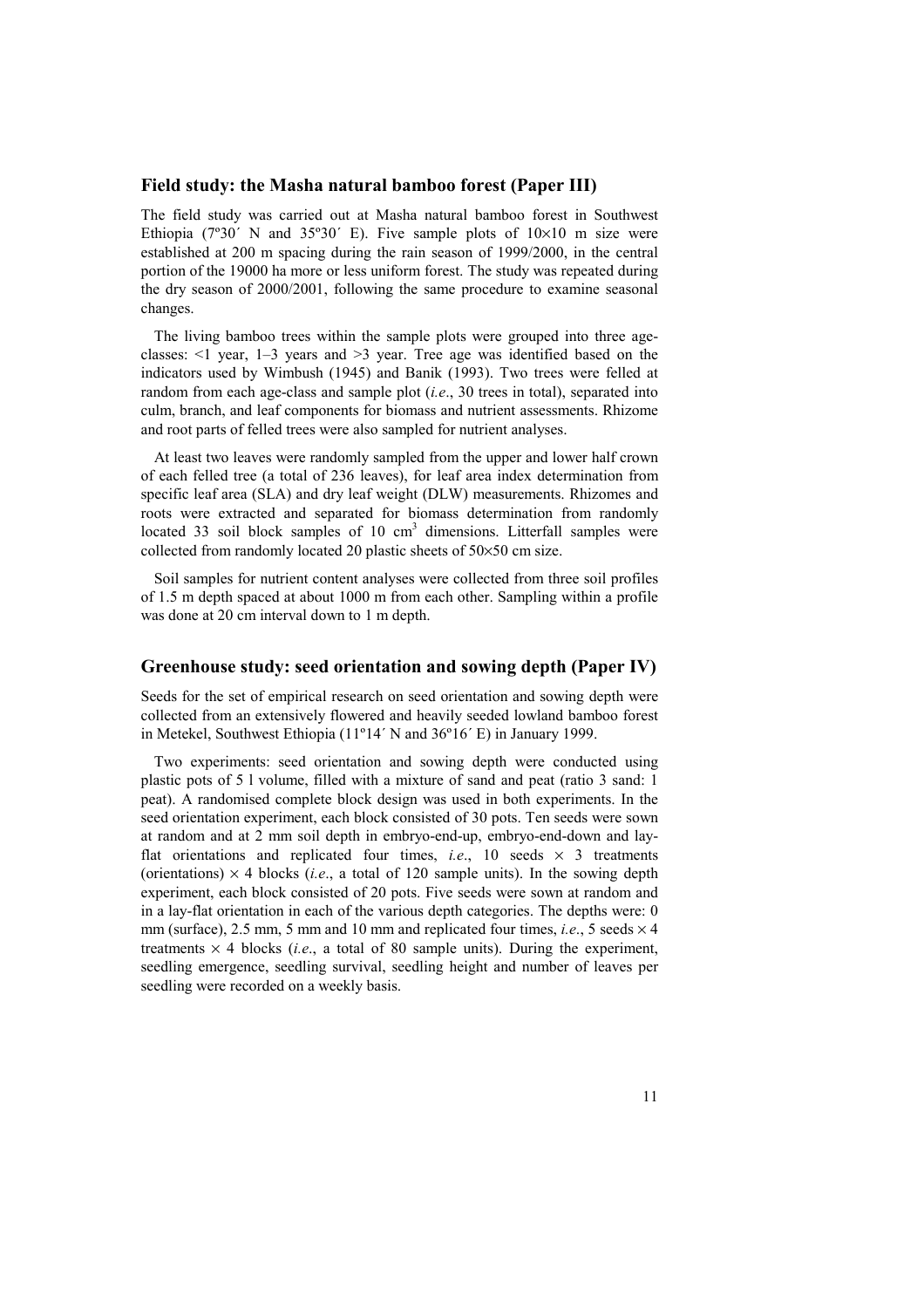## Field study: the Masha natural bamboo forest (Paper III)

The field study was carried out at Masha natural bamboo forest in Southwest Ethiopia (7º30´ N and 35º30´ E). Five sample plots of 10×10 m size were established at 200 m spacing during the rain season of 1999/2000, in the central portion of the 19000 ha more or less uniform forest. The study was repeated during the dry season of 2000/2001, following the same procedure to examine seasonal changes.

The living bamboo trees within the sample plots were grouped into three age-classes: <1 year, 1–3 years and >3 year. Tree age was identified based on the indicators used by Wimbush (1945) and Banik (1993). Two trees were felled at random from each age-class and sample plot (*i.e*., 30 trees in total), separated into culm, branch, and leaf components for biomass and nutrient assessments. Rhizome and root parts of felled trees were also sampled for nutrient analyses.

At least two leaves were randomly sampled from the upper and lower half crown of each felled tree (a total of 236 leaves), for leaf area index determination from specific leaf area (SLA) and dry leaf weight (DLW) measurements. Rhizomes and roots were extracted and separated for biomass determination from randomly located 33 soil block samples of 10 $cm^3$ dimensions. Litterfall samples were collected from randomly located 20 plastic sheets of 50×50 cm size.

Soil samples for nutrient content analyses were collected from three soil profiles of 1.5 m depth spaced at about 1000 m from each other. Sampling within a profile was done at 20 cm interval down to 1 m depth.

## Greenhouse study: seed orientation and sowing depth (Paper IV)

Seeds for the set of empirical research on seed orientation and sowing depth were collected from an extensively flowered and heavily seeded lowland bamboo forest in Metekel, Southwest Ethiopia (11º14´ N and 36º16´ E) in January 1999.

Two experiments: seed orientation and sowing depth were conducted using plastic pots of 5 l volume, filled with a mixture of sand and peat (ratio 3 sand: 1 peat). A randomised complete block design was used in both experiments. In the seed orientation experiment, each block consisted of 30 pots. Ten seeds were sown at random and at 2 mm soil depth in embryo-end-up, embryo-end-down and lay-flat orientations and replicated four times, *i.e*., 10 seeds × 3 treatments (orientations) × 4 blocks (*i.e*., a total of 120 sample units). In the sowing depth experiment, each block consisted of 20 pots. Five seeds were sown at random and in a lay-flat orientation in each of the various depth categories. The depths were: 0 mm (surface), 2.5 mm, 5 mm and 10 mm and replicated four times, *i.e*., 5 seeds × 4 treatments × 4 blocks (*i.e*., a total of 80 sample units). During the experiment, seedling emergence, seedling survival, seedling height and number of leaves per seedling were recorded on a weekly basis.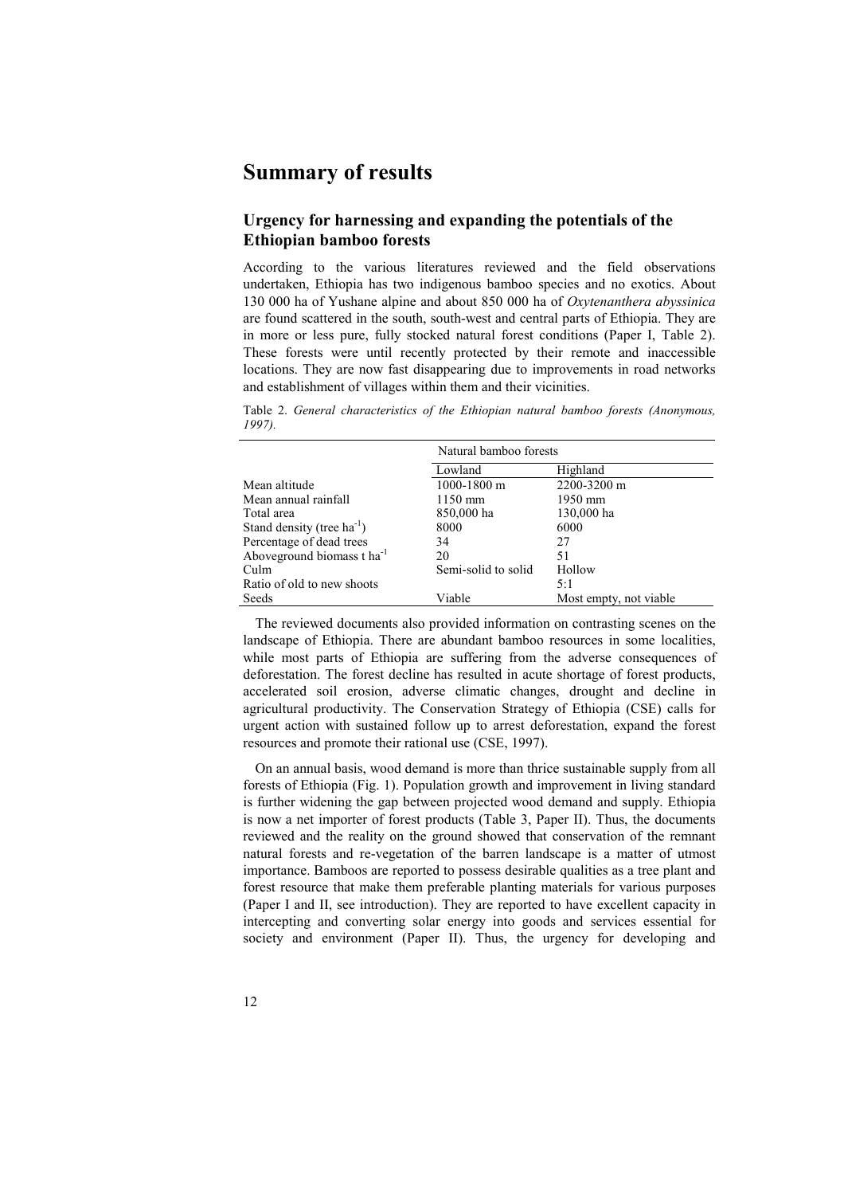# Summary of results

## Urgency for harnessing and expanding the potentials of the Ethiopian bamboo forests

According to the various literatures reviewed and the field observations undertaken, Ethiopia has two indigenous bamboo species and no exotics. About 130 000 ha of Yushane alpine and about 850 000 ha of *Oxytenanthera abyssinica* are found scattered in the south, south-west and central parts of Ethiopia. They are in more or less pure, fully stocked natural forest conditions (Paper I, Table 2). These forests were until recently protected by their remote and inaccessible locations. They are now fast disappearing due to improvements in road networks and establishment of villages within them and their vicinities.

Table 2. *General characteristics of the Ethiopian natural bamboo forests (Anonymous, 1997).*

| | Natural bamboo forests | |
|---|---|---|
| | Lowland | Highland |
| Mean altitude | 1000-1800 m | 2200-3200 m |
| Mean annual rainfall | 1150 mm | 1950 mm |
| Total area | 850,000 ha | 130,000 ha |
| Stand density (tree $ha^{-1}$) | 8000 | 6000 |
| Percentage of dead trees | 34 | 27 |
| Aboveground biomass t $ha^{-1}$ | 20 | 51 |
| Culm | Semi-solid to solid | Hollow |
| Ratio of old to new shoots | | 5:1 |
| Seeds | Viable | Most empty, not viable |

The reviewed documents also provided information on contrasting scenes on the landscape of Ethiopia. There are abundant bamboo resources in some localities, while most parts of Ethiopia are suffering from the adverse consequences of deforestation. The forest decline has resulted in acute shortage of forest products, accelerated soil erosion, adverse climatic changes, drought and decline in agricultural productivity. The Conservation Strategy of Ethiopia (CSE) calls for urgent action with sustained follow up to arrest deforestation, expand the forest resources and promote their rational use (CSE, 1997).

On an annual basis, wood demand is more than thrice sustainable supply from all forests of Ethiopia (Fig. 1). Population growth and improvement in living standard is further widening the gap between projected wood demand and supply. Ethiopia is now a net importer of forest products (Table 3, Paper II). Thus, the documents reviewed and the reality on the ground showed that conservation of the remnant natural forests and re-vegetation of the barren landscape is a matter of utmost importance. Bamboos are reported to possess desirable qualities as a tree plant and forest resource that make them preferable planting materials for various purposes (Paper I and II, see introduction). They are reported to have excellent capacity in intercepting and converting solar energy into goods and services essential for society and environment (Paper II). Thus, the urgency for developing and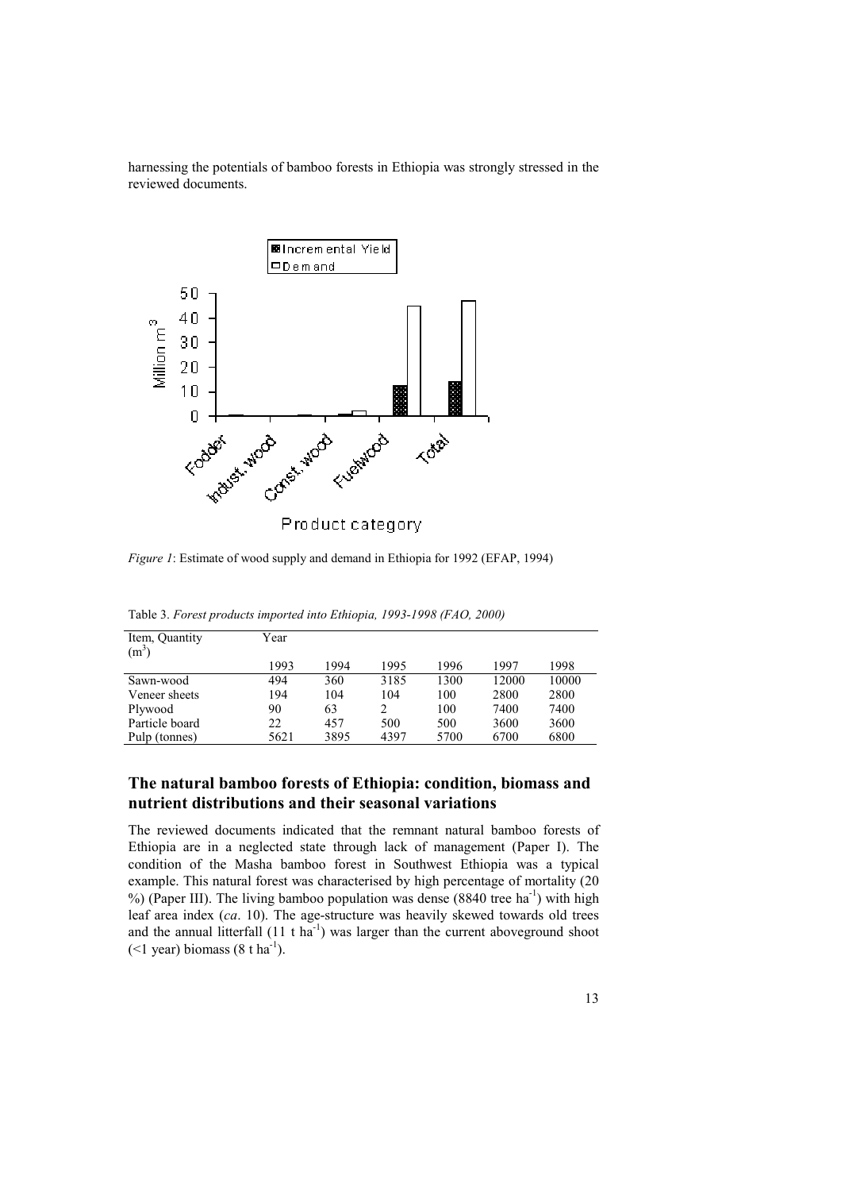harnessing the potentials of bamboo forests in Ethiopia was strongly stressed in the reviewed documents.

*Figure 1*: Estimate of wood supply and demand in Ethiopia for 1992 (EFAP, 1994)

Table 3. *Forest products imported into Ethiopia, 1993-1998 (FAO, 2000)*

| Item, Quantity ($m^3$) | Year | | | | | |
|---|---|---|---|---|---|---|
| | 1993 | 1994 | 1995 | 1996 | 1997 | 1998 |
| Sawn-wood | 494 | 360 | 3185 | 1300 | 12000 | 10000 |
| Veneer sheets | 194 | 104 | 104 | 100 | 2800 | 2800 |
| Plywood | 90 | 63 | 2 | 100 | 7400 | 7400 |
| Particle board | 22 | 457 | 500 | 500 | 3600 | 3600 |
| Pulp (tonnes) | 5621 | 3895 | 4397 | 5700 | 6700 | 6800 |

## The natural bamboo forests of Ethiopia: condition, biomass and nutrient distributions and their seasonal variations

The reviewed documents indicated that the remnant natural bamboo forests of Ethiopia are in a neglected state through lack of management (Paper I). The condition of the Masha bamboo forest in Southwest Ethiopia was a typical example. This natural forest was characterised by high percentage of mortality (20 %) (Paper III). The living bamboo population was dense (8840 tree $ha^{-1}$) with high leaf area index (*ca*. 10). The age-structure was heavily skewed towards old trees and the annual litterfall (11 t $ha^{-1}$) was larger than the current aboveground shoot (<1 year) biomass (8 t $ha^{-1}$).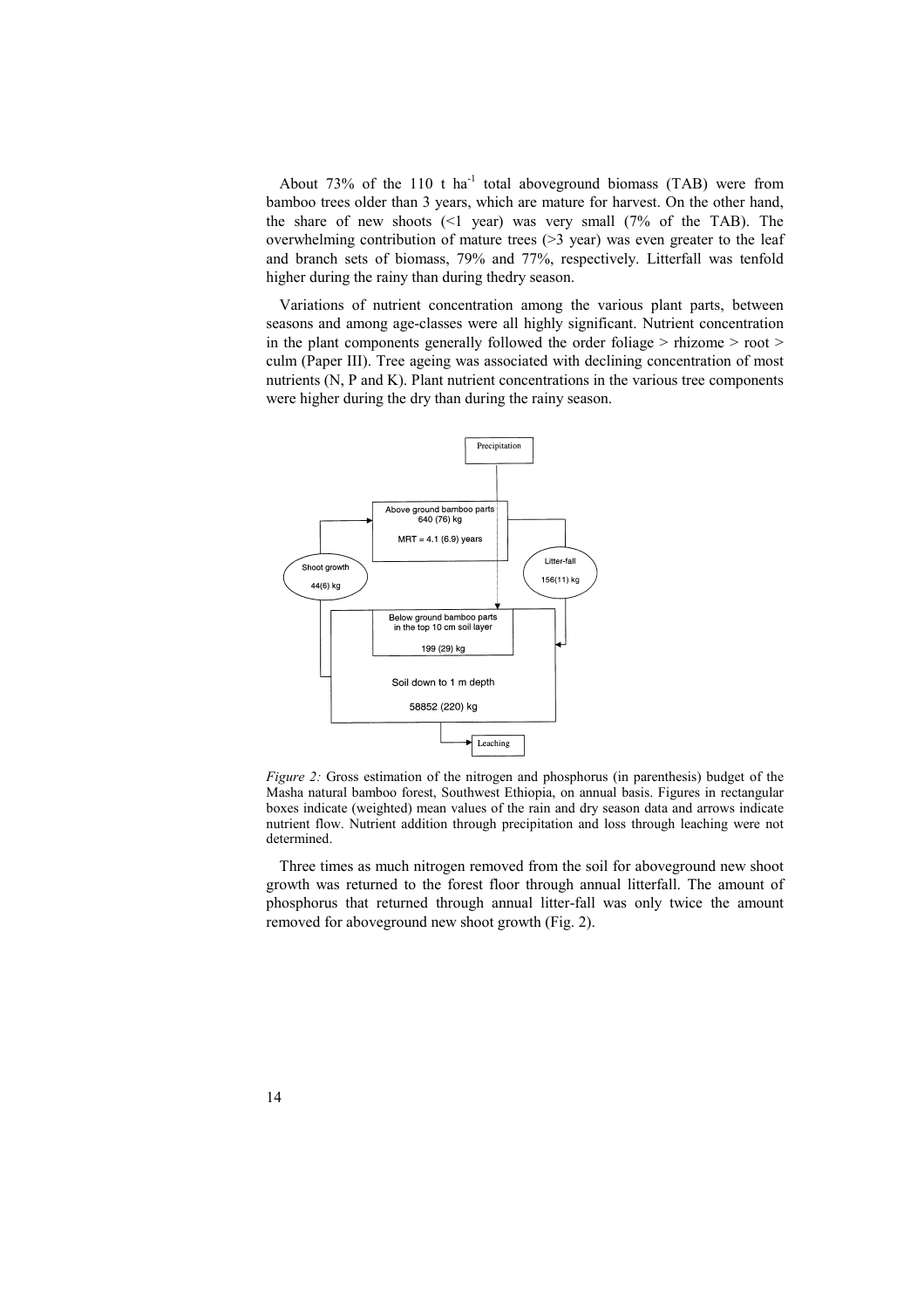About 73% of the 110 t ha$^{-1}$ total aboveground biomass (TAB) were from bamboo trees older than 3 years, which are mature for harvest. On the other hand, the share of new shoots (<1 year) was very small (7% of the TAB). The overwhelming contribution of mature trees (>3 year) was even greater to the leaf and branch sets of biomass, 79% and 77%, respectively. Litterfall was tenfold higher during the rainy than during thedry season.

Variations of nutrient concentration among the various plant parts, between seasons and among age-classes were all highly significant. Nutrient concentration in the plant components generally followed the order foliage > rhizome > root > culm (Paper III). Tree ageing was associated with declining concentration of most nutrients (N, P and K). Plant nutrient concentrations in the various tree components were higher during the dry than during the rainy season.

Precipitation

Above ground bamboo parts
640 (76) kg

MRT = 4.1 (6.9) years

Shoot growth

44(6) kg

Litter-fall

156(11) kg

Below ground bamboo parts
in the top 10 cm soil layer

199 (29) kg

Soil down to 1 m depth

58852 (220) kg

Leaching

*Figure 2:* Gross estimation of the nitrogen and phosphorus (in parenthesis) budget of the Masha natural bamboo forest, Southwest Ethiopia, on annual basis. Figures in rectangular boxes indicate (weighted) mean values of the rain and dry season data and arrows indicate nutrient flow. Nutrient addition through precipitation and loss through leaching were not determined.

Three times as much nitrogen removed from the soil for aboveground new shoot growth was returned to the forest floor through annual litterfall. The amount of phosphorus that returned through annual litter-fall was only twice the amount removed for aboveground new shoot growth (Fig. 2).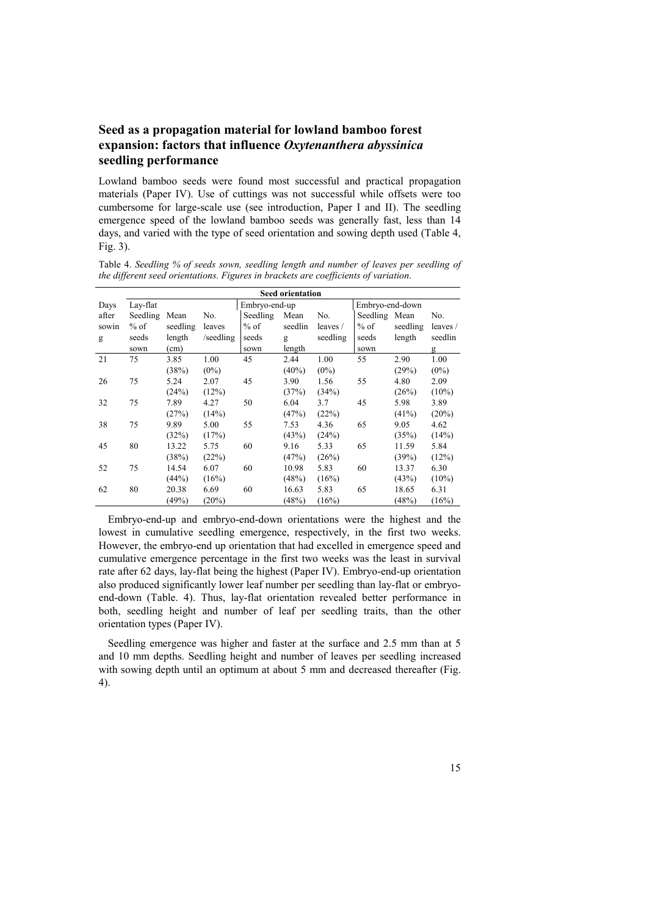## Seed as a propagation material for lowland bamboo forest expansion: factors that influence *Oxytenanthera abyssinica* seedling performance

Lowland bamboo seeds were found most successful and practical propagation materials (Paper IV). Use of cuttings was not successful while offsets were too cumbersome for large-scale use (see introduction, Paper I and II). The seedling emergence speed of the lowland bamboo seeds was generally fast, less than 14 days, and varied with the type of seed orientation and sowing depth used (Table 4, Fig. 3).

Table 4. *Seedling % of seeds sown, seedling length and number of leaves per seedling of the different seed orientations. Figures in brackets are coefficients of variation.*

| | Seed orientation | | | | | | | | |
|---|---|---|---|---|---|---|---|---|---|
| | Lay-flat | | | Embryo-end-up | | | Embryo-end-down | | |
| Days after sowing | Seedling % of seeds sown | Mean seedling length (cm) | No. leaves /seedling | Seedling % of seeds sown | Mean seedling length | No. leaves / seedling | Seedling % of seeds sown | Mean seedling length | No. leaves / seedling |
| 21 | 75 | 3.85 (38%) | 1.00 (0%) | 45 | 2.44 (40%) | 1.00 (0%) | 55 | 2.90 (29%) | 1.00 (0%) |
| 26 | 75 | 5.24 (24%) | 2.07 (12%) | 45 | 3.90 (37%) | 1.56 (34%) | 55 | 4.80 (26%) | 2.09 (10%) |
| 32 | 75 | 7.89 (27%) | 4.27 (14%) | 50 | 6.04 (47%) | 3.7 (22%) | 45 | 5.98 (41%) | 3.89 (20%) |
| 38 | 75 | 9.89 (32%) | 5.00 (17%) | 55 | 7.53 (43%) | 4.36 (24%) | 65 | 9.05 (35%) | 4.62 (14%) |
| 45 | 80 | 13.22 (38%) | 5.75 (22%) | 60 | 9.16 (47%) | 5.33 (26%) | 65 | 11.59 (39%) | 5.84 (12%) |
| 52 | 75 | 14.54 (44%) | 6.07 (16%) | 60 | 10.98 (48%) | 5.83 (16%) | 60 | 13.37 (43%) | 6.30 (10%) |
| 62 | 80 | 20.38 (49%) | 6.69 (20%) | 60 | 16.63 (48%) | 5.83 (16%) | 65 | 18.65 (48%) | 6.31 (16%) |

Embryo-end-up and embryo-end-down orientations were the highest and the lowest in cumulative seedling emergence, respectively, in the first two weeks. However, the embryo-end up orientation that had excelled in emergence speed and cumulative emergence percentage in the first two weeks was the least in survival rate after 62 days, lay-flat being the highest (Paper IV). Embryo-end-up orientation also produced significantly lower leaf number per seedling than lay-flat or embryo-end-down (Table. 4). Thus, lay-flat orientation revealed better performance in both, seedling height and number of leaf per seedling traits, than the other orientation types (Paper IV).

Seedling emergence was higher and faster at the surface and 2.5 mm than at 5 and 10 mm depths. Seedling height and number of leaves per seedling increased with sowing depth until an optimum at about 5 mm and decreased thereafter (Fig. 4).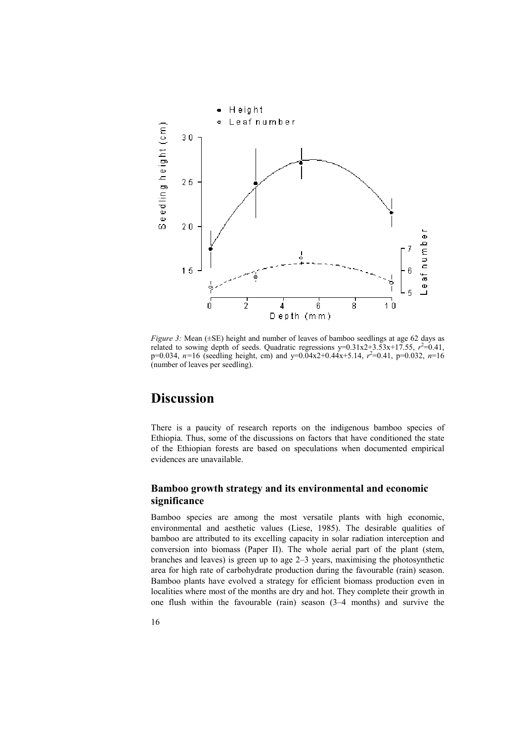*Figure 3:* Mean (±SE) height and number of leaves of bamboo seedlings at age 62 days as related to sowing depth of seeds. Quadratic regressions y=0.31x2+3.53x+17.55, $r^2$=0.41, p=0.034, $n$=16 (seedling height, cm) and y=0.04x2+0.44x+5.14, $r^2$=0.41, p=0.032, $n$=16 (number of leaves per seedling).

# Discussion

There is a paucity of research reports on the indigenous bamboo species of Ethiopia. Thus, some of the discussions on factors that have conditioned the state of the Ethiopian forests are based on speculations when documented empirical evidences are unavailable.

## Bamboo growth strategy and its environmental and economic significance

Bamboo species are among the most versatile plants with high economic, environmental and aesthetic values (Liese, 1985). The desirable qualities of bamboo are attributed to its excelling capacity in solar radiation interception and conversion into biomass (Paper II). The whole aerial part of the plant (stem, branches and leaves) is green up to age 2–3 years, maximising the photosynthetic area for high rate of carbohydrate production during the favourable (rain) season. Bamboo plants have evolved a strategy for efficient biomass production even in localities where most of the months are dry and hot. They complete their growth in one flush within the favourable (rain) season (3–4 months) and survive the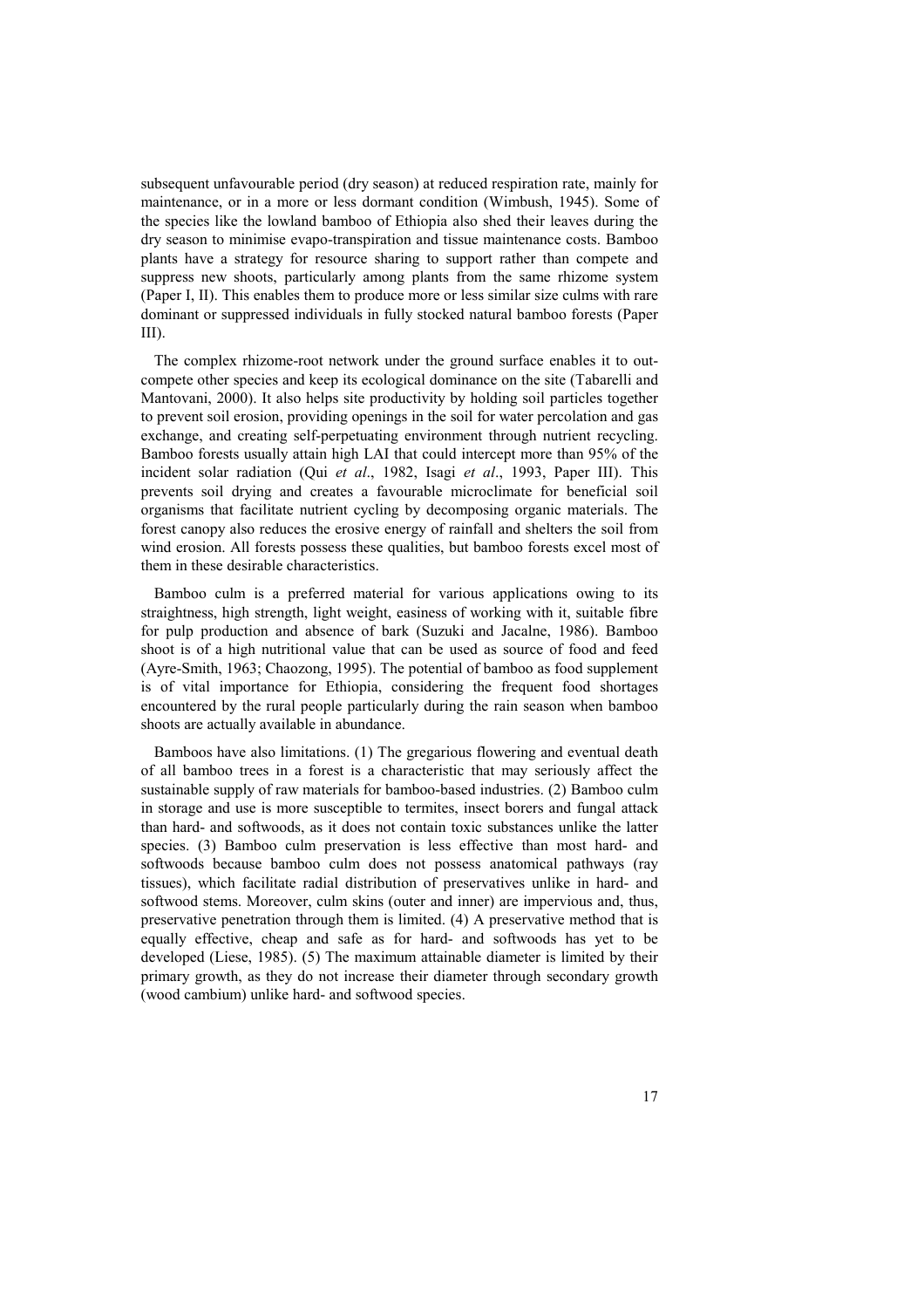subsequent unfavourable period (dry season) at reduced respiration rate, mainly for maintenance, or in a more or less dormant condition (Wimbush, 1945). Some of the species like the lowland bamboo of Ethiopia also shed their leaves during the dry season to minimise evapo-transpiration and tissue maintenance costs. Bamboo plants have a strategy for resource sharing to support rather than compete and suppress new shoots, particularly among plants from the same rhizome system (Paper I, II). This enables them to produce more or less similar size culms with rare dominant or suppressed individuals in fully stocked natural bamboo forests (Paper III).

The complex rhizome-root network under the ground surface enables it to out-compete other species and keep its ecological dominance on the site (Tabarelli and Mantovani, 2000). It also helps site productivity by holding soil particles together to prevent soil erosion, providing openings in the soil for water percolation and gas exchange, and creating self-perpetuating environment through nutrient recycling. Bamboo forests usually attain high LAI that could intercept more than 95% of the incident solar radiation (Qui *et al*., 1982, Isagi *et al*., 1993, Paper III). This prevents soil drying and creates a favourable microclimate for beneficial soil organisms that facilitate nutrient cycling by decomposing organic materials. The forest canopy also reduces the erosive energy of rainfall and shelters the soil from wind erosion. All forests possess these qualities, but bamboo forests excel most of them in these desirable characteristics.

Bamboo culm is a preferred material for various applications owing to its straightness, high strength, light weight, easiness of working with it, suitable fibre for pulp production and absence of bark (Suzuki and Jacalne, 1986). Bamboo shoot is of a high nutritional value that can be used as source of food and feed (Ayre-Smith, 1963; Chaozong, 1995). The potential of bamboo as food supplement is of vital importance for Ethiopia, considering the frequent food shortages encountered by the rural people particularly during the rain season when bamboo shoots are actually available in abundance.

Bamboos have also limitations. (1) The gregarious flowering and eventual death of all bamboo trees in a forest is a characteristic that may seriously affect the sustainable supply of raw materials for bamboo-based industries. (2) Bamboo culm in storage and use is more susceptible to termites, insect borers and fungal attack than hard- and softwoods, as it does not contain toxic substances unlike the latter species. (3) Bamboo culm preservation is less effective than most hard- and softwoods because bamboo culm does not possess anatomical pathways (ray tissues), which facilitate radial distribution of preservatives unlike in hard- and softwood stems. Moreover, culm skins (outer and inner) are impervious and, thus, preservative penetration through them is limited. (4) A preservative method that is equally effective, cheap and safe as for hard- and softwoods has yet to be developed (Liese, 1985). (5) The maximum attainable diameter is limited by their primary growth, as they do not increase their diameter through secondary growth (wood cambium) unlike hard- and softwood species.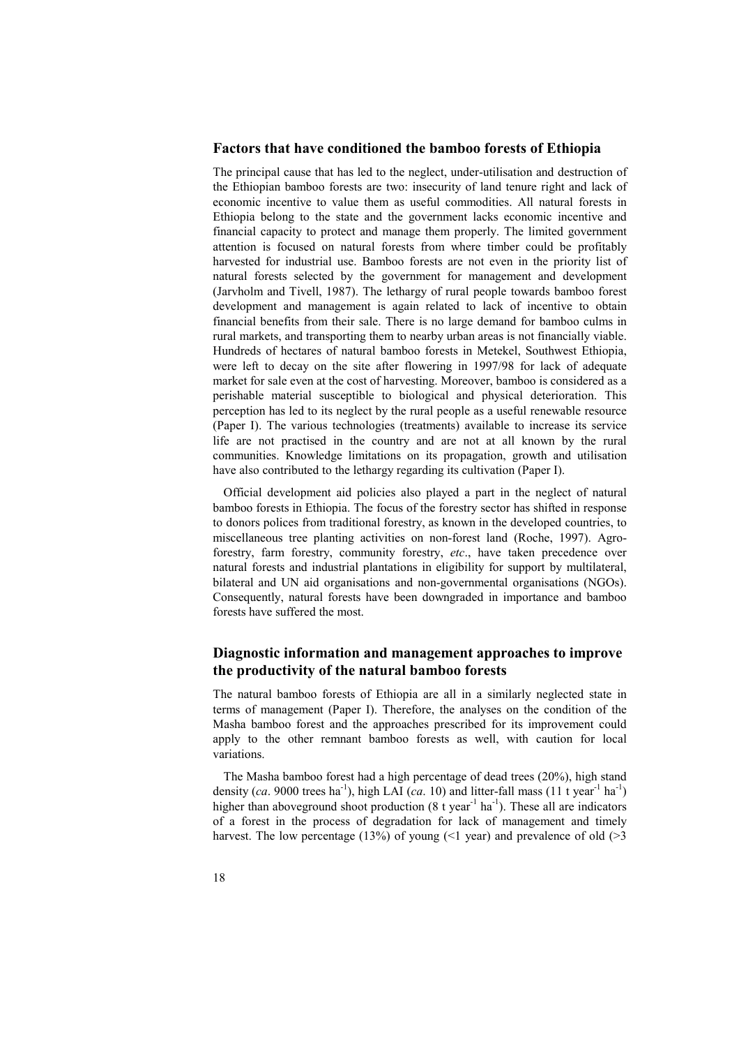## Factors that have conditioned the bamboo forests of Ethiopia

The principal cause that has led to the neglect, under-utilisation and destruction of the Ethiopian bamboo forests are two: insecurity of land tenure right and lack of economic incentive to value them as useful commodities. All natural forests in Ethiopia belong to the state and the government lacks economic incentive and financial capacity to protect and manage them properly. The limited government attention is focused on natural forests from where timber could be profitably harvested for industrial use. Bamboo forests are not even in the priority list of natural forests selected by the government for management and development (Jarvholm and Tivell, 1987). The lethargy of rural people towards bamboo forest development and management is again related to lack of incentive to obtain financial benefits from their sale. There is no large demand for bamboo culms in rural markets, and transporting them to nearby urban areas is not financially viable. Hundreds of hectares of natural bamboo forests in Metekel, Southwest Ethiopia, were left to decay on the site after flowering in 1997/98 for lack of adequate market for sale even at the cost of harvesting. Moreover, bamboo is considered as a perishable material susceptible to biological and physical deterioration. This perception has led to its neglect by the rural people as a useful renewable resource (Paper I). The various technologies (treatments) available to increase its service life are not practised in the country and are not at all known by the rural communities. Knowledge limitations on its propagation, growth and utilisation have also contributed to the lethargy regarding its cultivation (Paper I).

Official development aid policies also played a part in the neglect of natural bamboo forests in Ethiopia. The focus of the forestry sector has shifted in response to donors polices from traditional forestry, as known in the developed countries, to miscellaneous tree planting activities on non-forest land (Roche, 1997). Agro-forestry, farm forestry, community forestry, *etc*., have taken precedence over natural forests and industrial plantations in eligibility for support by multilateral, bilateral and UN aid organisations and non-governmental organisations (NGOs). Consequently, natural forests have been downgraded in importance and bamboo forests have suffered the most.

## Diagnostic information and management approaches to improve the productivity of the natural bamboo forests

The natural bamboo forests of Ethiopia are all in a similarly neglected state in terms of management (Paper I). Therefore, the analyses on the condition of the Masha bamboo forest and the approaches prescribed for its improvement could apply to the other remnant bamboo forests as well, with caution for local variations.

The Masha bamboo forest had a high percentage of dead trees (20%), high stand density (*ca*. 9000 trees $ha^{-1}$), high LAI (*ca*. 10) and litter-fall mass (11 t $year^{-1}$ $ha^{-1}$) higher than aboveground shoot production (8 t $year^{-1}$ $ha^{-1}$). These all are indicators of a forest in the process of degradation for lack of management and timely harvest. The low percentage (13%) of young (<1 year) and prevalence of old (>3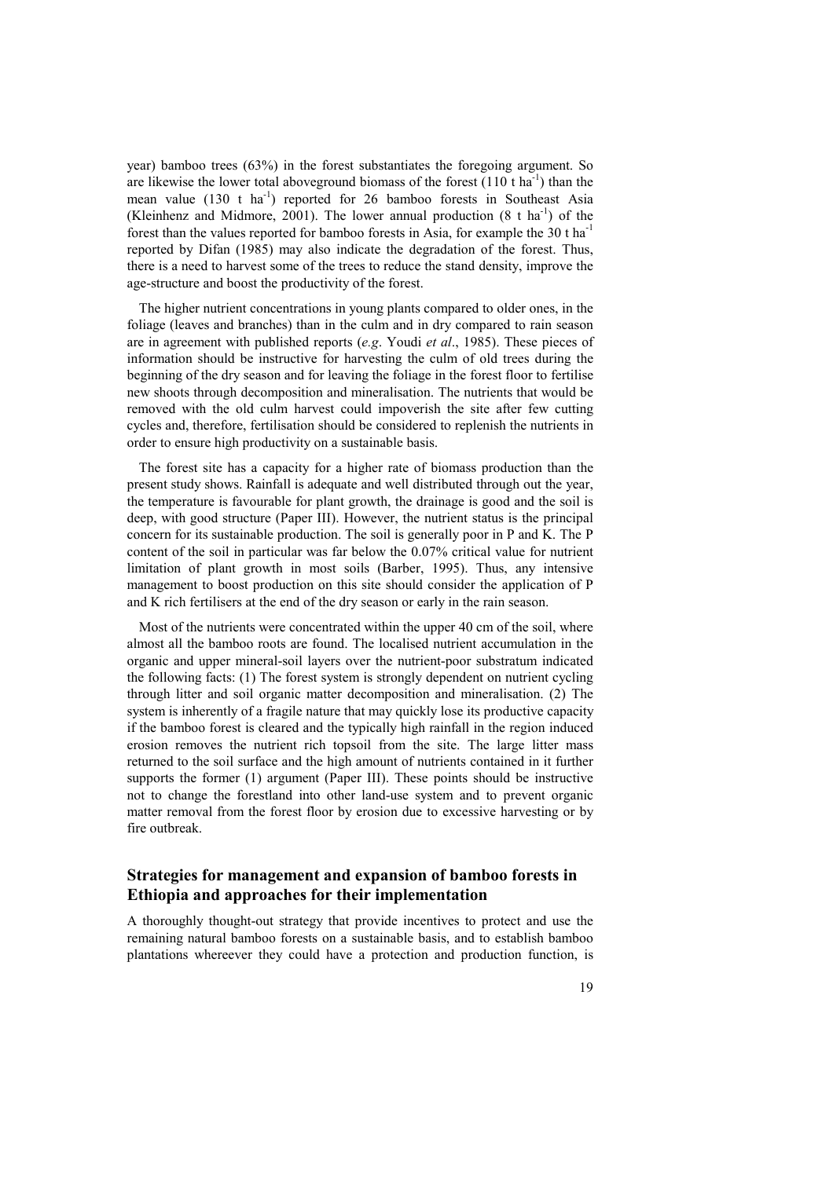year) bamboo trees (63%) in the forest substantiates the foregoing argument. So are likewise the lower total aboveground biomass of the forest (110 t ha$^{-1}$) than the mean value (130 t ha$^{-1}$) reported for 26 bamboo forests in Southeast Asia (Kleinhenz and Midmore, 2001). The lower annual production (8 t ha$^{-1}$) of the forest than the values reported for bamboo forests in Asia, for example the 30 t ha$^{-1}$ reported by Difan (1985) may also indicate the degradation of the forest. Thus, there is a need to harvest some of the trees to reduce the stand density, improve the age-structure and boost the productivity of the forest.

The higher nutrient concentrations in young plants compared to older ones, in the foliage (leaves and branches) than in the culm and in dry compared to rain season are in agreement with published reports (*e.g*. Youdi *et al*., 1985). These pieces of information should be instructive for harvesting the culm of old trees during the beginning of the dry season and for leaving the foliage in the forest floor to fertilise new shoots through decomposition and mineralisation. The nutrients that would be removed with the old culm harvest could impoverish the site after few cutting cycles and, therefore, fertilisation should be considered to replenish the nutrients in order to ensure high productivity on a sustainable basis.

The forest site has a capacity for a higher rate of biomass production than the present study shows. Rainfall is adequate and well distributed through out the year, the temperature is favourable for plant growth, the drainage is good and the soil is deep, with good structure (Paper III). However, the nutrient status is the principal concern for its sustainable production. The soil is generally poor in P and K. The P content of the soil in particular was far below the 0.07% critical value for nutrient limitation of plant growth in most soils (Barber, 1995). Thus, any intensive management to boost production on this site should consider the application of P and K rich fertilisers at the end of the dry season or early in the rain season.

Most of the nutrients were concentrated within the upper 40 cm of the soil, where almost all the bamboo roots are found. The localised nutrient accumulation in the organic and upper mineral-soil layers over the nutrient-poor substratum indicated the following facts: (1) The forest system is strongly dependent on nutrient cycling through litter and soil organic matter decomposition and mineralisation. (2) The system is inherently of a fragile nature that may quickly lose its productive capacity if the bamboo forest is cleared and the typically high rainfall in the region induced erosion removes the nutrient rich topsoil from the site. The large litter mass returned to the soil surface and the high amount of nutrients contained in it further supports the former (1) argument (Paper III). These points should be instructive not to change the forestland into other land-use system and to prevent organic matter removal from the forest floor by erosion due to excessive harvesting or by fire outbreak.

## Strategies for management and expansion of bamboo forests in Ethiopia and approaches for their implementation

A thoroughly thought-out strategy that provide incentives to protect and use the remaining natural bamboo forests on a sustainable basis, and to establish bamboo plantations whereever they could have a protection and production function, is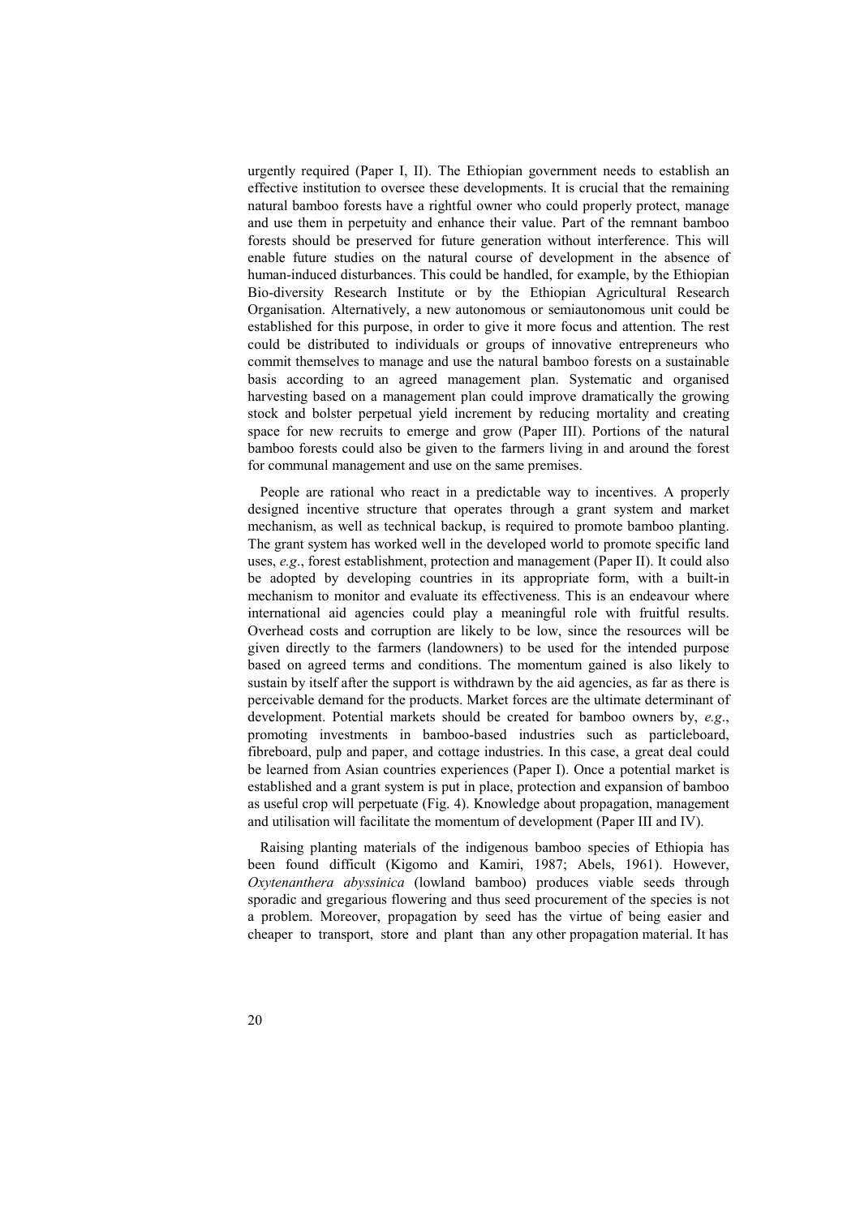urgently required (Paper I, II). The Ethiopian government needs to establish an effective institution to oversee these developments. It is crucial that the remaining natural bamboo forests have a rightful owner who could properly protect, manage and use them in perpetuity and enhance their value. Part of the remnant bamboo forests should be preserved for future generation without interference. This will enable future studies on the natural course of development in the absence of human-induced disturbances. This could be handled, for example, by the Ethiopian Bio-diversity Research Institute or by the Ethiopian Agricultural Research Organisation. Alternatively, a new autonomous or semiautonomous unit could be established for this purpose, in order to give it more focus and attention. The rest could be distributed to individuals or groups of innovative entrepreneurs who commit themselves to manage and use the natural bamboo forests on a sustainable basis according to an agreed management plan. Systematic and organised harvesting based on a management plan could improve dramatically the growing stock and bolster perpetual yield increment by reducing mortality and creating space for new recruits to emerge and grow (Paper III). Portions of the natural bamboo forests could also be given to the farmers living in and around the forest for communal management and use on the same premises.

People are rational who react in a predictable way to incentives. A properly designed incentive structure that operates through a grant system and market mechanism, as well as technical backup, is required to promote bamboo planting. The grant system has worked well in the developed world to promote specific land uses, *e.g*., forest establishment, protection and management (Paper II). It could also be adopted by developing countries in its appropriate form, with a built-in mechanism to monitor and evaluate its effectiveness. This is an endeavour where international aid agencies could play a meaningful role with fruitful results. Overhead costs and corruption are likely to be low, since the resources will be given directly to the farmers (landowners) to be used for the intended purpose based on agreed terms and conditions. The momentum gained is also likely to sustain by itself after the support is withdrawn by the aid agencies, as far as there is perceivable demand for the products. Market forces are the ultimate determinant of development. Potential markets should be created for bamboo owners by, *e.g*., promoting investments in bamboo-based industries such as particleboard, fibreboard, pulp and paper, and cottage industries. In this case, a great deal could be learned from Asian countries experiences (Paper I). Once a potential market is established and a grant system is put in place, protection and expansion of bamboo as useful crop will perpetuate (Fig. 4). Knowledge about propagation, management and utilisation will facilitate the momentum of development (Paper III and IV).

Raising planting materials of the indigenous bamboo species of Ethiopia has been found difficult (Kigomo and Kamiri, 1987; Abels, 1961). However, *Oxytenanthera abyssinica* (lowland bamboo) produces viable seeds through sporadic and gregarious flowering and thus seed procurement of the species is not a problem. Moreover, propagation by seed has the virtue of being easier and cheaper to transport, store and plant than any other propagation material. It has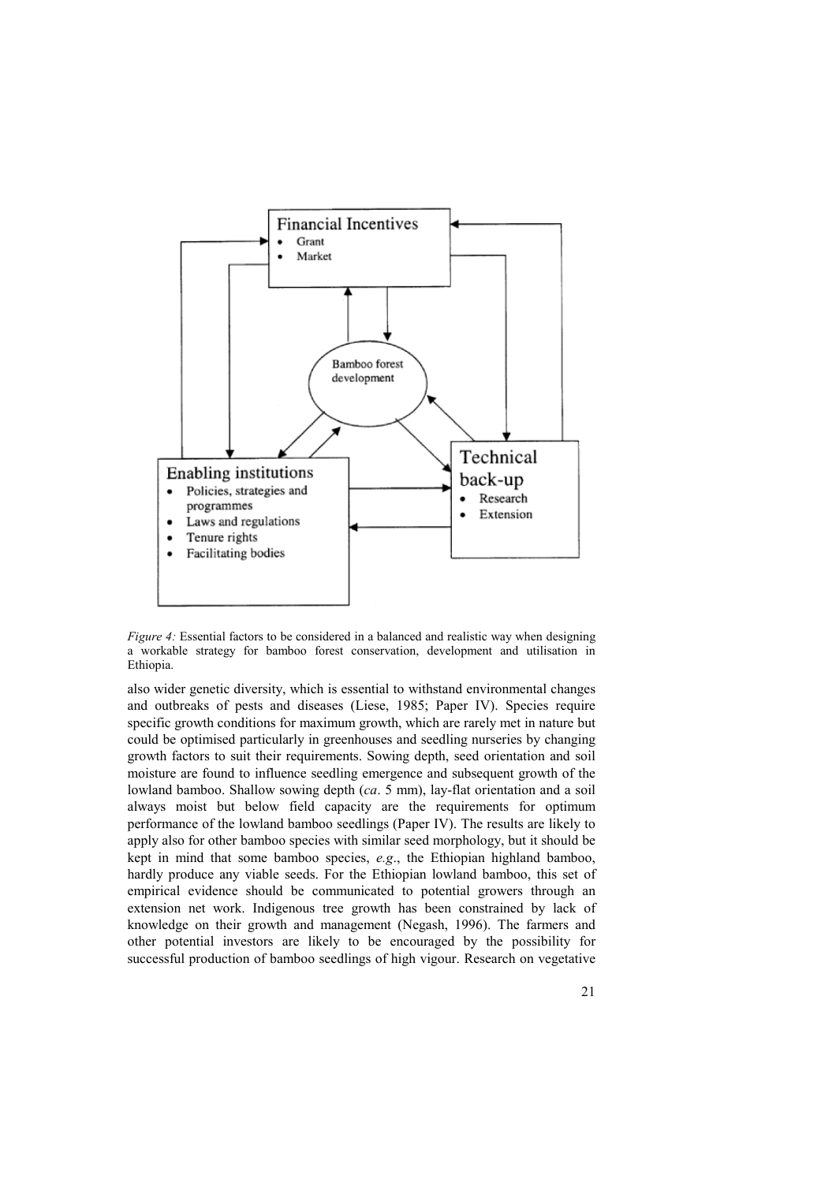Financial Incentives
- Grant
- Market

Bamboo forest development

Enabling institutions
- Policies, strategies and programmes
- Laws and regulations
- Tenure rights
- Facilitating bodies

Technical back-up
- Research
- Extension

*Figure 4:* Essential factors to be considered in a balanced and realistic way when designing a workable strategy for bamboo forest conservation, development and utilisation in Ethiopia.

also wider genetic diversity, which is essential to withstand environmental changes and outbreaks of pests and diseases (Liese, 1985; Paper IV). Species require specific growth conditions for maximum growth, which are rarely met in nature but could be optimised particularly in greenhouses and seedling nurseries by changing growth factors to suit their requirements. Sowing depth, seed orientation and soil moisture are found to influence seedling emergence and subsequent growth of the lowland bamboo. Shallow sowing depth (*ca*. 5 mm), lay-flat orientation and a soil always moist but below field capacity are the requirements for optimum performance of the lowland bamboo seedlings (Paper IV). The results are likely to apply also for other bamboo species with similar seed morphology, but it should be kept in mind that some bamboo species, *e.g*., the Ethiopian highland bamboo, hardly produce any viable seeds. For the Ethiopian lowland bamboo, this set of empirical evidence should be communicated to potential growers through an extension net work. Indigenous tree growth has been constrained by lack of knowledge on their growth and management (Negash, 1996). The farmers and other potential investors are likely to be encouraged by the possibility for successful production of bamboo seedlings of high vigour. Research on vegetative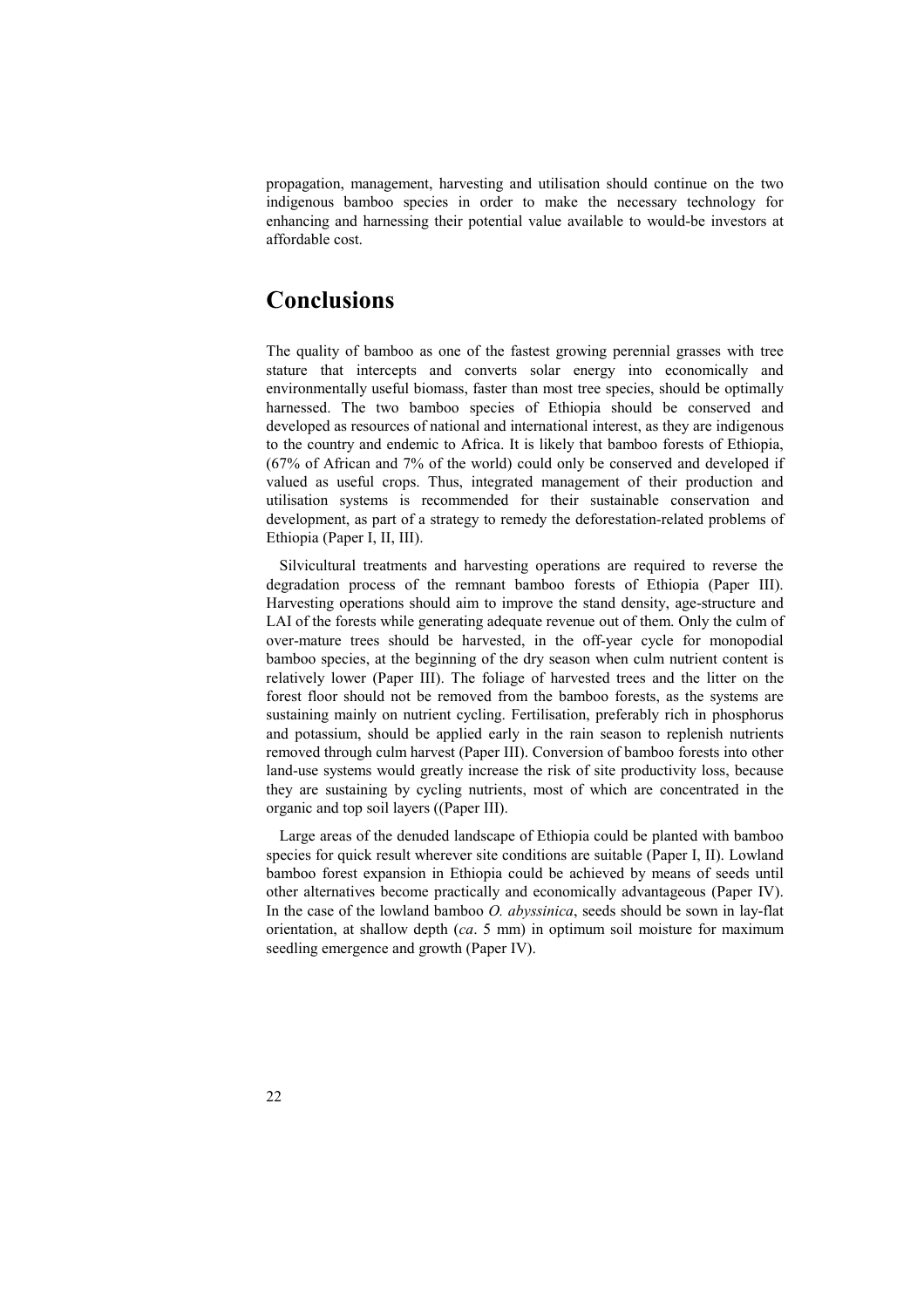propagation, management, harvesting and utilisation should continue on the two indigenous bamboo species in order to make the necessary technology for enhancing and harnessing their potential value available to would-be investors at affordable cost.

# Conclusions

The quality of bamboo as one of the fastest growing perennial grasses with tree stature that intercepts and converts solar energy into economically and environmentally useful biomass, faster than most tree species, should be optimally harnessed. The two bamboo species of Ethiopia should be conserved and developed as resources of national and international interest, as they are indigenous to the country and endemic to Africa. It is likely that bamboo forests of Ethiopia, (67% of African and 7% of the world) could only be conserved and developed if valued as useful crops. Thus, integrated management of their production and utilisation systems is recommended for their sustainable conservation and development, as part of a strategy to remedy the deforestation-related problems of Ethiopia (Paper I, II, III).

Silvicultural treatments and harvesting operations are required to reverse the degradation process of the remnant bamboo forests of Ethiopia (Paper III). Harvesting operations should aim to improve the stand density, age-structure and LAI of the forests while generating adequate revenue out of them. Only the culm of over-mature trees should be harvested, in the off-year cycle for monopodial bamboo species, at the beginning of the dry season when culm nutrient content is relatively lower (Paper III). The foliage of harvested trees and the litter on the forest floor should not be removed from the bamboo forests, as the systems are sustaining mainly on nutrient cycling. Fertilisation, preferably rich in phosphorus and potassium, should be applied early in the rain season to replenish nutrients removed through culm harvest (Paper III). Conversion of bamboo forests into other land-use systems would greatly increase the risk of site productivity loss, because they are sustaining by cycling nutrients, most of which are concentrated in the organic and top soil layers ((Paper III).

Large areas of the denuded landscape of Ethiopia could be planted with bamboo species for quick result wherever site conditions are suitable (Paper I, II). Lowland bamboo forest expansion in Ethiopia could be achieved by means of seeds until other alternatives become practically and economically advantageous (Paper IV). In the case of the lowland bamboo *O. abyssinica*, seeds should be sown in lay-flat orientation, at shallow depth (*ca*. 5 mm) in optimum soil moisture for maximum seedling emergence and growth (Paper IV).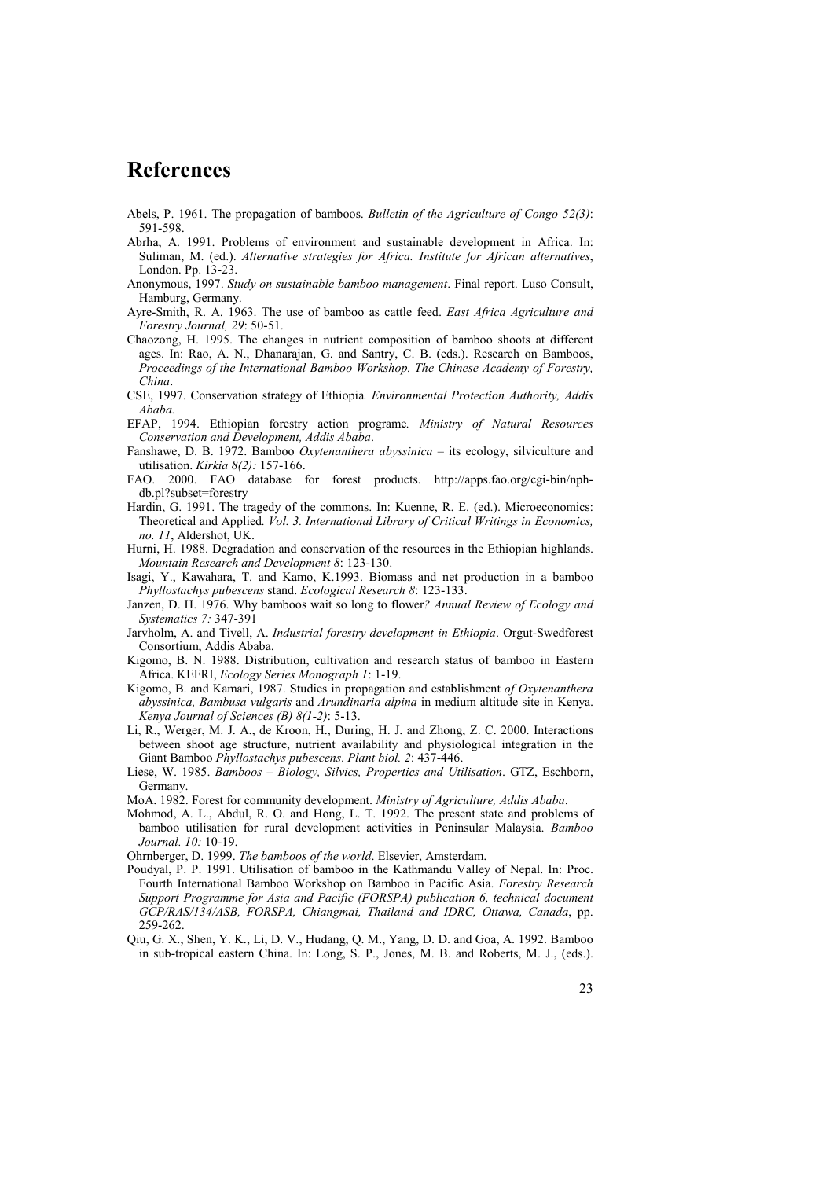# References

Abels, P. 1961. The propagation of bamboos. *Bulletin of the Agriculture of Congo 52(3)*: 591-598.

Abrha, A. 1991. Problems of environment and sustainable development in Africa. In: Suliman, M. (ed.). *Alternative strategies for Africa. Institute for African alternatives*, London. Pp. 13-23.

Anonymous, 1997. *Study on sustainable bamboo management*. Final report. Luso Consult, Hamburg, Germany.

Ayre-Smith, R. A. 1963. The use of bamboo as cattle feed. *East Africa Agriculture and Forestry Journal, 29*: 50-51.

Chaozong, H. 1995. The changes in nutrient composition of bamboo shoots at different ages. In: Rao, A. N., Dhanarajan, G. and Santry, C. B. (eds.). Research on Bamboos, *Proceedings of the International Bamboo Workshop. The Chinese Academy of Forestry, China*.

CSE, 1997. Conservation strategy of Ethiopia*. Environmental Protection Authority, Addis Ababa.*

EFAP, 1994. Ethiopian forestry action programe*. Ministry of Natural Resources Conservation and Development, Addis Ababa*.

Fanshawe, D. B. 1972. Bamboo *Oxytenanthera abyssinica* – its ecology, silviculture and utilisation. *Kirkia 8(2):* 157-166.

FAO. 2000. FAO database for forest products. http://apps.fao.org/cgi-bin/nph-db.pl?subset=forestry

Hardin, G. 1991. The tragedy of the commons. In: Kuenne, R. E. (ed.). Microeconomics: Theoretical and Applied*. Vol. 3. International Library of Critical Writings in Economics, no. 11*, Aldershot, UK.

Hurni, H. 1988. Degradation and conservation of the resources in the Ethiopian highlands. *Mountain Research and Development 8*: 123-130.

Isagi, Y., Kawahara, T. and Kamo, K.1993. Biomass and net production in a bamboo *Phyllostachys pubescens* stand. *Ecological Research 8*: 123-133.

Janzen, D. H. 1976. Why bamboos wait so long to flower*? Annual Review of Ecology and Systematics 7:* 347-391

Jarvholm, A. and Tivell, A. *Industrial forestry development in Ethiopia*. Orgut-Swedforest Consortium, Addis Ababa.

Kigomo, B. N. 1988. Distribution, cultivation and research status of bamboo in Eastern Africa. KEFRI, *Ecology Series Monograph 1*: 1-19.

Kigomo, B. and Kamari, 1987. Studies in propagation and establishment *of Oxytenanthera abyssinica, Bambusa vulgaris* and *Arundinaria alpina* in medium altitude site in Kenya. *Kenya Journal of Sciences (B) 8(1-2)*: 5-13.

Li, R., Werger, M. J. A., de Kroon, H., During, H. J. and Zhong, Z. C. 2000. Interactions between shoot age structure, nutrient availability and physiological integration in the Giant Bamboo *Phyllostachys pubescens*. *Plant biol. 2*: 437-446.

Liese, W. 1985. *Bamboos – Biology, Silvics, Properties and Utilisation*. GTZ, Eschborn, Germany.

MoA. 1982. Forest for community development. *Ministry of Agriculture, Addis Ababa*.

Mohmod, A. L., Abdul, R. O. and Hong, L. T. 1992. The present state and problems of bamboo utilisation for rural development activities in Peninsular Malaysia. *Bamboo Journal. 10:* 10-19.

Ohrnberger, D. 1999. *The bamboos of the world*. Elsevier, Amsterdam.

Poudyal, P. P. 1991. Utilisation of bamboo in the Kathmandu Valley of Nepal. In: Proc. Fourth International Bamboo Workshop on Bamboo in Pacific Asia. *Forestry Research Support Programme for Asia and Pacific (FORSPA) publication 6, technical document GCP/RAS/134/ASB, FORSPA, Chiangmai, Thailand and IDRC, Ottawa, Canada*, pp. 259-262.

Qiu, G. X., Shen, Y. K., Li, D. V., Hudang, Q. M., Yang, D. D. and Goa, A. 1992. Bamboo in sub-tropical eastern China. In: Long, S. P., Jones, M. B. and Roberts, M. J., (eds.).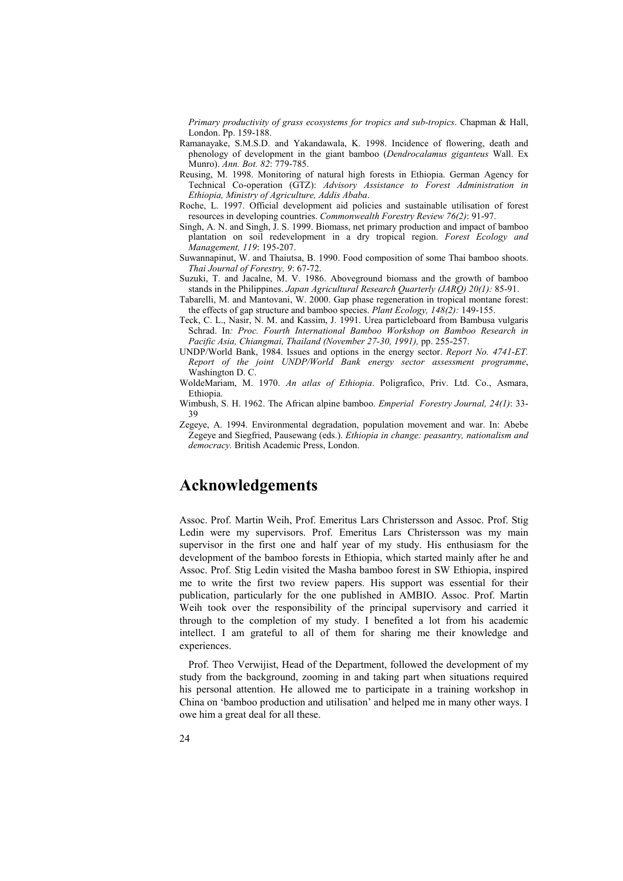*Primary productivity of grass ecosystems for tropics and sub-tropics*. Chapman & Hall, London. Pp. 159-188.

Ramanayake, S.M.S.D. and Yakandawala, K. 1998. Incidence of flowering, death and phenology of development in the giant bamboo (*Dendrocalamus giganteus* Wall. Ex Munro). *Ann. Bot. 82*: 779-785.

Reusing, M. 1998. Monitoring of natural high forests in Ethiopia. German Agency for Technical Co-operation (GTZ): *Advisory Assistance to Forest Administration in Ethiopia, Ministry of Agriculture, Addis Ababa*.

Roche, L. 1997. Official development aid policies and sustainable utilisation of forest resources in developing countries. *Commonwealth Forestry Review 76(2)*: 91-97.

Singh, A. N. and Singh, J. S. 1999. Biomass, net primary production and impact of bamboo plantation on soil redevelopment in a dry tropical region. *Forest Ecology and Management, 119*: 195-207.

Suwannapinut, W. and Thaiutsa, B. 1990. Food composition of some Thai bamboo shoots. *Thai Journal of Forestry, 9*: 67-72.

Suzuki, T. and Jacalne, M. V. 1986. Aboveground biomass and the growth of bamboo stands in the Philippines. *Japan Agricultural Research Quarterly (JARQ) 20(1):* 85-91.

Tabarelli, M. and Mantovani, W. 2000. Gap phase regeneration in tropical montane forest: the effects of gap structure and bamboo species. *Plant Ecology, 148(2):* 149-155.

Teck, C. L., Nasir, N. M. and Kassim, J. 1991. Urea particleboard from Bambusa vulgaris Schrad. In*: Proc. Fourth International Bamboo Workshop on Bamboo Research in Pacific Asia, Chiangmai, Thailand (November 27-30, 1991),* pp. 255-257.

UNDP/World Bank, 1984. Issues and options in the energy sector. *Report No. 4741-ET. Report of the joint UNDP/World Bank energy sector assessment programme*, Washington D. C.

WoldeMariam, M. 1970. *An atlas of Ethiopia*. Poligrafico, Priv. Ltd. Co., Asmara, Ethiopia.

Wimbush, S. H. 1962. The African alpine bamboo. *Emperial Forestry Journal, 24(1)*: 33-39

Zegeye, A. 1994. Environmental degradation, population movement and war. In: Abebe Zegeye and Siegfried, Pausewang (eds.). *Ethiopia in change: peasantry, nationalism and democracy.* British Academic Press, London.

# Acknowledgements

Assoc. Prof. Martin Weih, Prof. Emeritus Lars Christersson and Assoc. Prof. Stig Ledin were my supervisors. Prof. Emeritus Lars Christersson was my main supervisor in the first one and half year of my study. His enthusiasm for the development of the bamboo forests in Ethiopia, which started mainly after he and Assoc. Prof. Stig Ledin visited the Masha bamboo forest in SW Ethiopia, inspired me to write the first two review papers. His support was essential for their publication, particularly for the one published in AMBIO. Assoc. Prof. Martin Weih took over the responsibility of the principal supervisory and carried it through to the completion of my study. I benefited a lot from his academic intellect. I am grateful to all of them for sharing me their knowledge and experiences.

Prof. Theo Verwijist, Head of the Department, followed the development of my study from the background, zooming in and taking part when situations required his personal attention. He allowed me to participate in a training workshop in China on 'bamboo production and utilisation' and helped me in many other ways. I owe him a great deal for all these.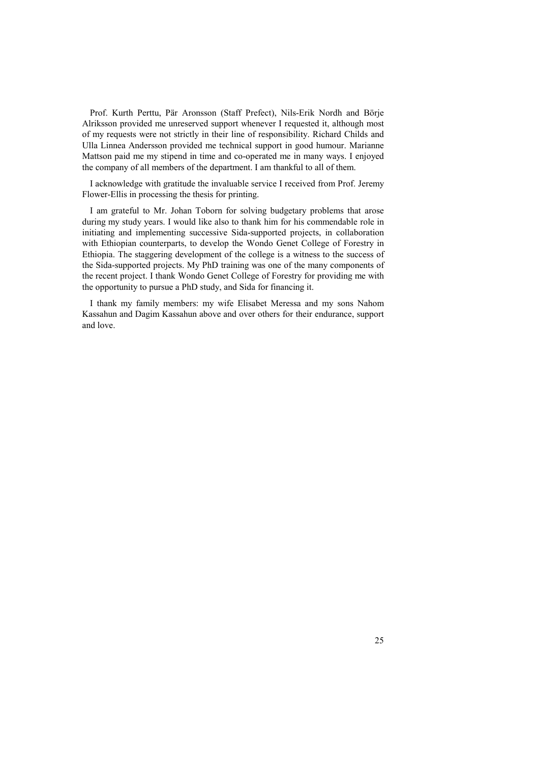Prof. Kurth Perttu, Pär Aronsson (Staff Prefect), Nils-Erik Nordh and Börje Alriksson provided me unreserved support whenever I requested it, although most of my requests were not strictly in their line of responsibility. Richard Childs and Ulla Linnea Andersson provided me technical support in good humour. Marianne Mattson paid me my stipend in time and co-operated me in many ways. I enjoyed the company of all members of the department. I am thankful to all of them.

I acknowledge with gratitude the invaluable service I received from Prof. Jeremy Flower-Ellis in processing the thesis for printing.

I am grateful to Mr. Johan Toborn for solving budgetary problems that arose during my study years. I would like also to thank him for his commendable role in initiating and implementing successive Sida-supported projects, in collaboration with Ethiopian counterparts, to develop the Wondo Genet College of Forestry in Ethiopia. The staggering development of the college is a witness to the success of the Sida-supported projects. My PhD training was one of the many components of the recent project. I thank Wondo Genet College of Forestry for providing me with the opportunity to pursue a PhD study, and Sida for financing it.

I thank my family members: my wife Elisabet Meressa and my sons Nahom Kassahun and Dagim Kassahun above and over others for their endurance, support and love.